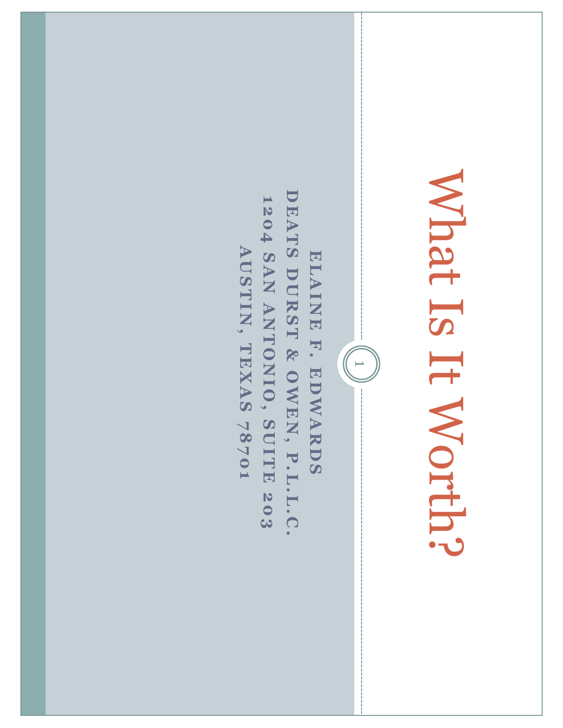# What Is It Worth?

**ELAINE F. EDWARDS**
**DEATS DURST & OWEN, P.L.L.C.**
**1204 SAN ANTONIO, SUITE 203**
**AUSTIN, TEXAS 78701**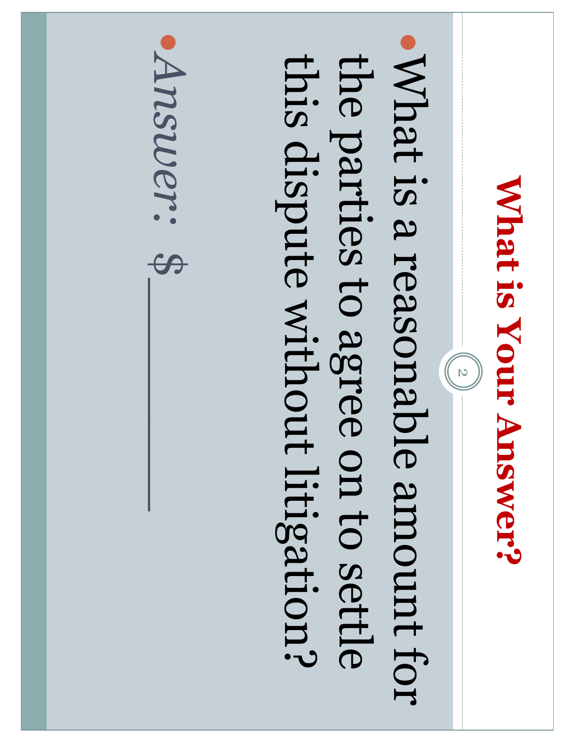# What is Your Answer?

- What is a reasonable amount for the parties to agree on to settle this dispute without litigation?
- *Answer:* $_________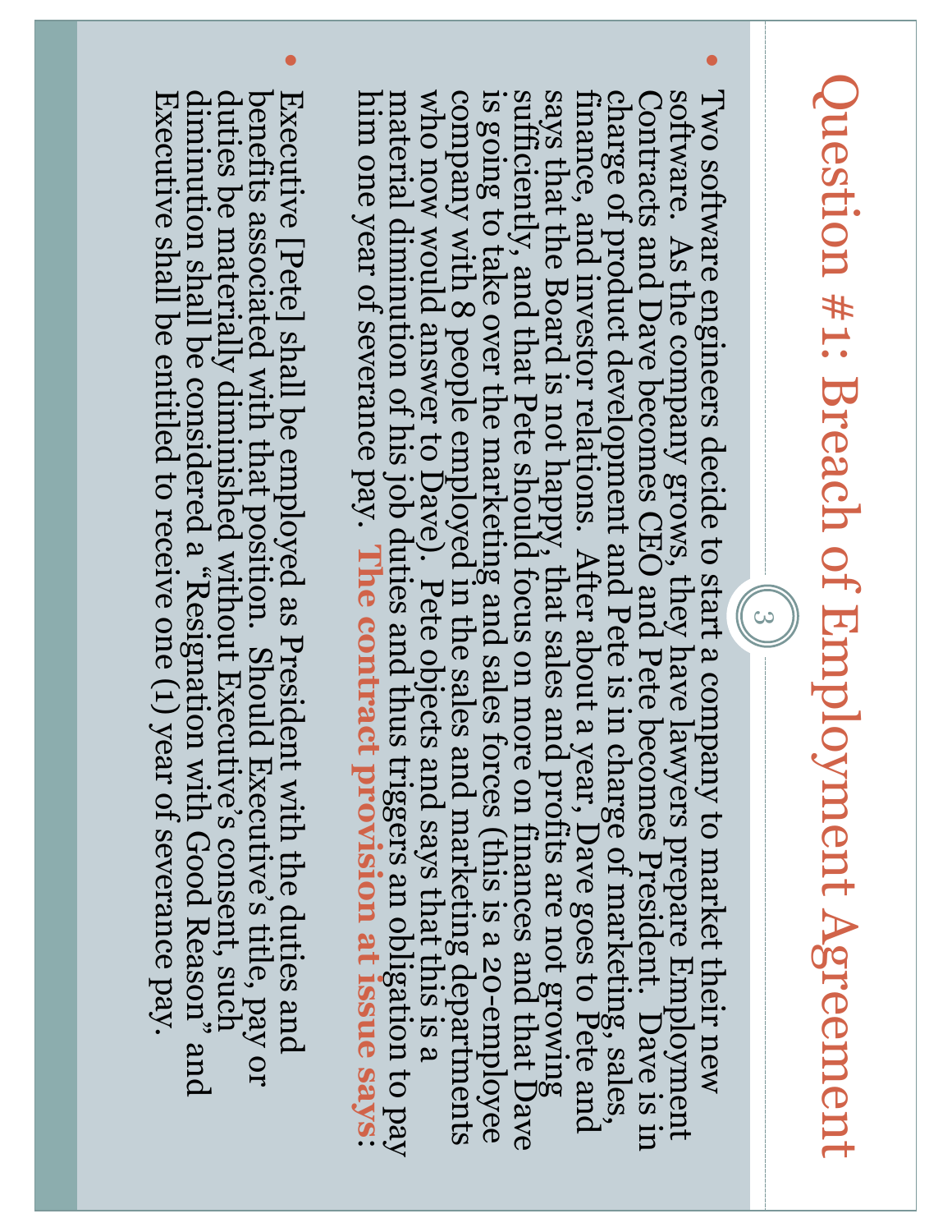# Question #1: Breach of Employment Agreement

- Two software engineers decide to start a company to market their new software. As the company grows, they have lawyers prepare Employment Contracts and Dave becomes CEO and Pete becomes President. Dave is in charge of product development and Pete is in charge of marketing, sales, finance, and investor relations. After about a year, Dave goes to Pete and says that the Board is not happy, that sales and profits are not growing sufficiently, and that Pete should focus on more on finances and that Dave is going to take over the marketing and sales forces (this is a 20-employee company with 8 people employed in the sales and marketing departments who now would answer to Dave). Pete objects and says that this is a material diminution of his job duties and thus triggers an obligation to pay him one year of severance pay. **The contract provision at issue says:**

- Executive [Pete] shall be employed as President with the duties and benefits associated with that position. Should Executive's title, pay or duties be materially diminished without Executive's consent, such diminution shall be considered a "Resignation with Good Reason" and Executive shall be entitled to receive one (1) year of severance pay.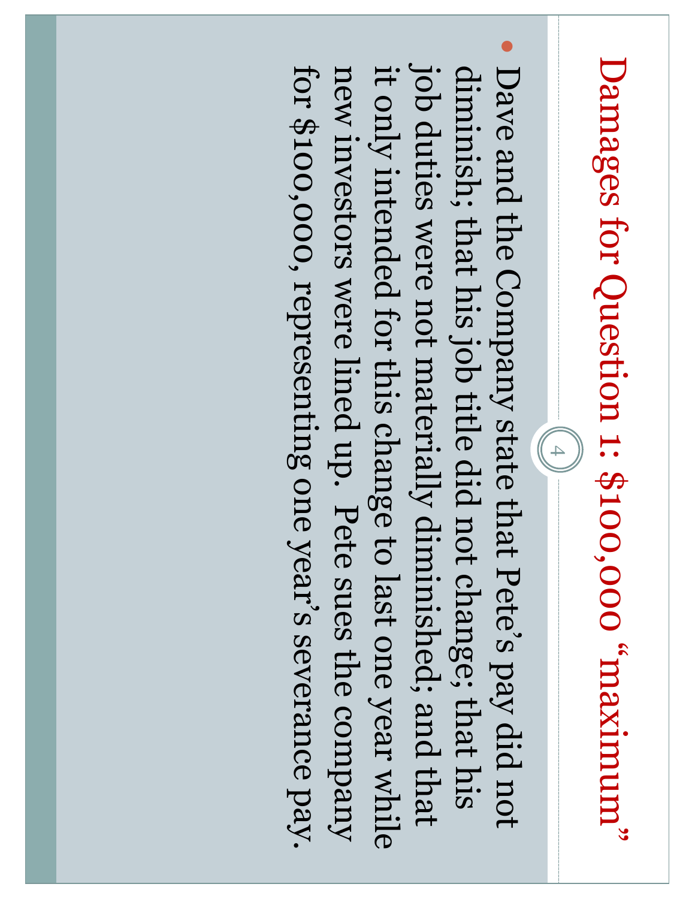# Damages for Question 1: $100,000 "maximum"

- Dave and the Company state that Pete's pay did not diminish; that his job title did not change; that his job duties were not materially diminished; and that it only intended for this change to last one year while new investors were lined up. Pete sues the company for $100,000, representing one year's severance pay.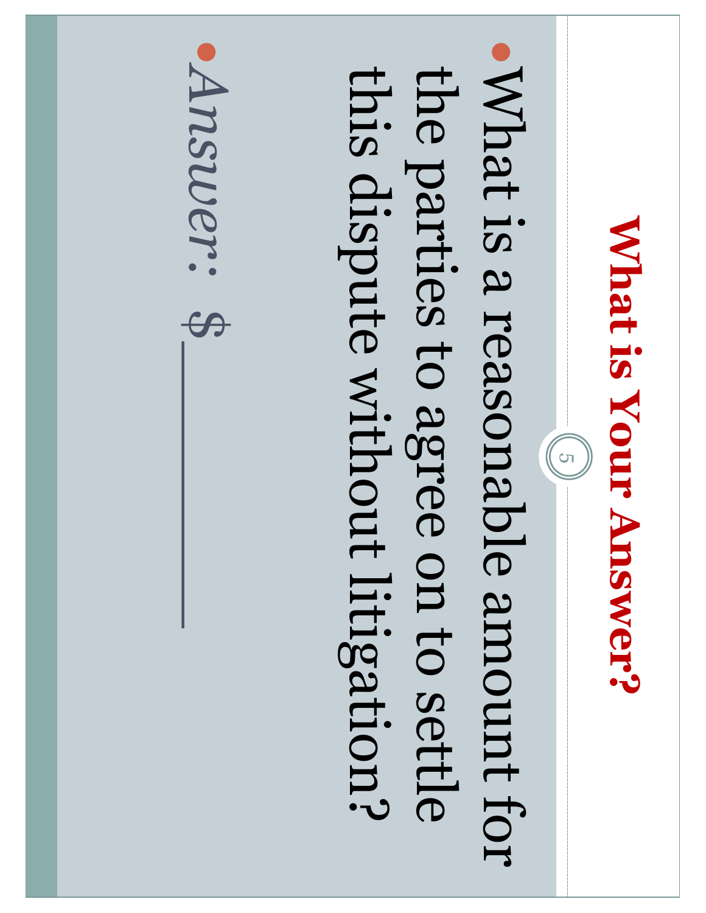# What is Your Answer?

- What is a reasonable amount for the parties to agree on to settle this dispute without litigation?
- *Answer:* $________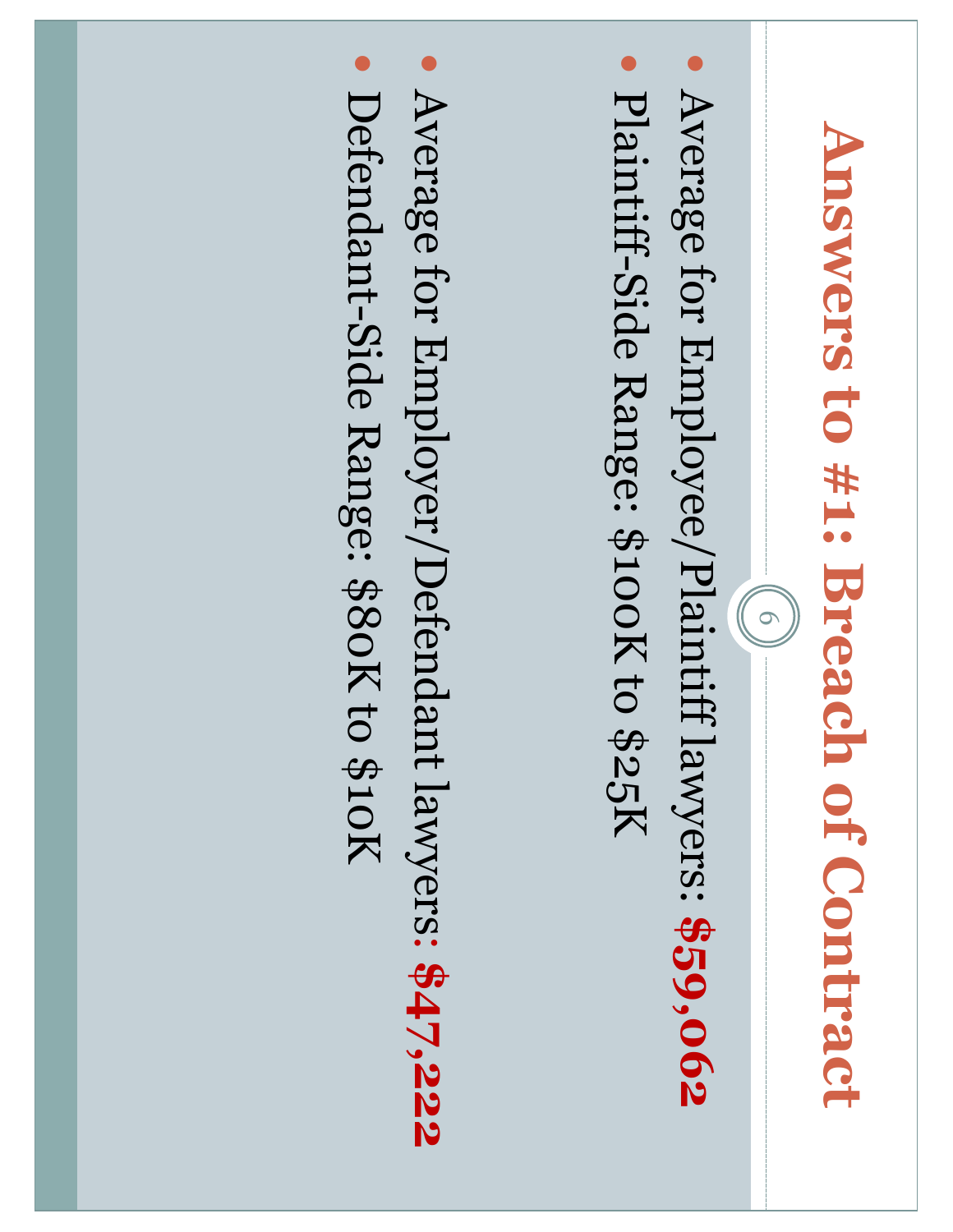# Answers to #1: Breach of Contract

- Average for Employee/Plaintiff lawyers: **$59,062**
- Plaintiff-Side Range: $100K to $25K

- Average for Employer/Defendant lawyers: **$47,222**
- Defendant-Side Range: $80K to $10K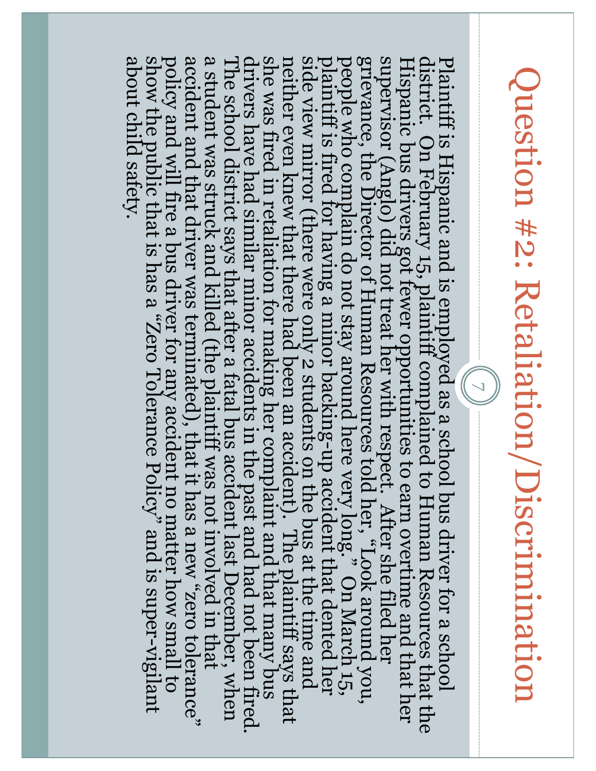# Question #2: Retaliation/Discrimination

Plaintiff is Hispanic and is employed as a school bus driver for a school district. On February 15, plaintiff complained to Human Resources that the Hispanic bus drivers got fewer opportunities to earn overtime and that her supervisor (Anglo) did not treat her with respect. After she filed her grievance, the Director of Human Resources told her, "Look around you, people who complain do not stay around here very long." On March 15, plaintiff is fired for having a minor backing-up accident that dented her side view mirror (there were only 2 students on the bus at the time and neither even knew that there had been an accident). The plaintiff says that she was fired in retaliation for making her complaint and that many bus drivers have had similar minor accidents in the past and had not been fired. The school district says that after a fatal bus accident last December, when a student was struck and killed (the plaintiff was not involved in that accident and that driver was terminated), that it has a new "zero tolerance" policy and will fire a bus driver for any accident no matter how small to show the public that is has a "Zero Tolerance Policy" and is super-vigilant about child safety.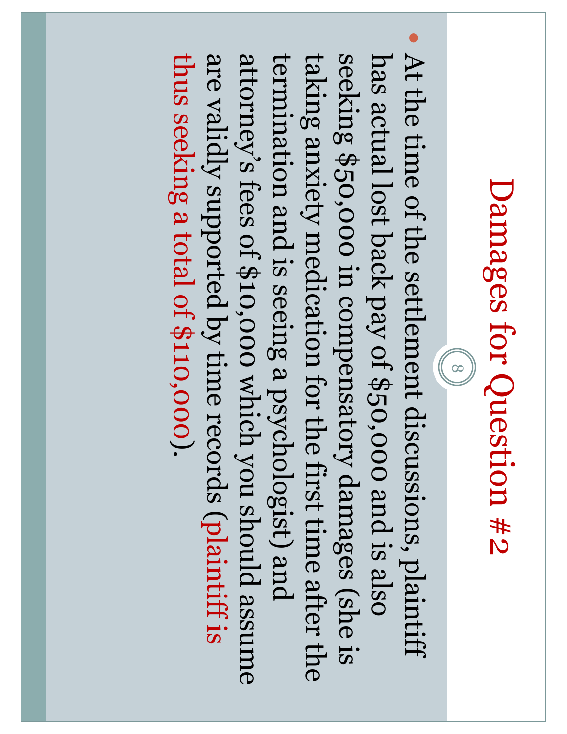# Damages for Question #2

- At the time of the settlement discussions, plaintiff has actual lost back pay of $50,000 and is also seeking $50,000 in compensatory damages (she is taking anxiety medication for the first time after the termination and is seeing a psychologist) and attorney's fees of $10,000 which you should assume are validly supported by time records (plaintiff is thus seeking a total of $110,000).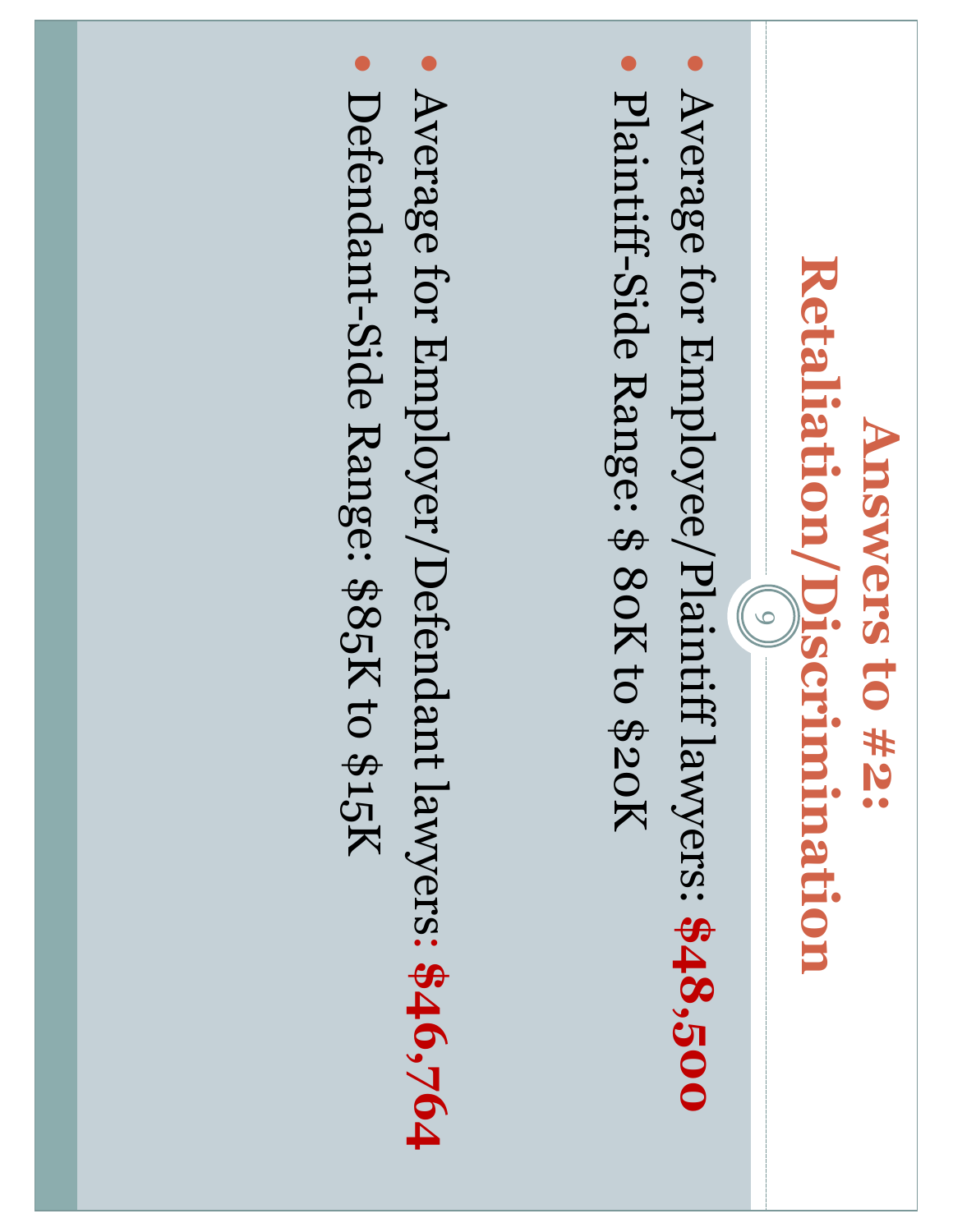# Answers to #2: Retaliation/Discrimination

- Average for Employee/Plaintiff lawyers: **$48,500**
- Plaintiff-Side Range: $ 80K to $20K

- Average for Employer/Defendant lawyers: **$46,764**
- Defendant-Side Range: $85K to $15K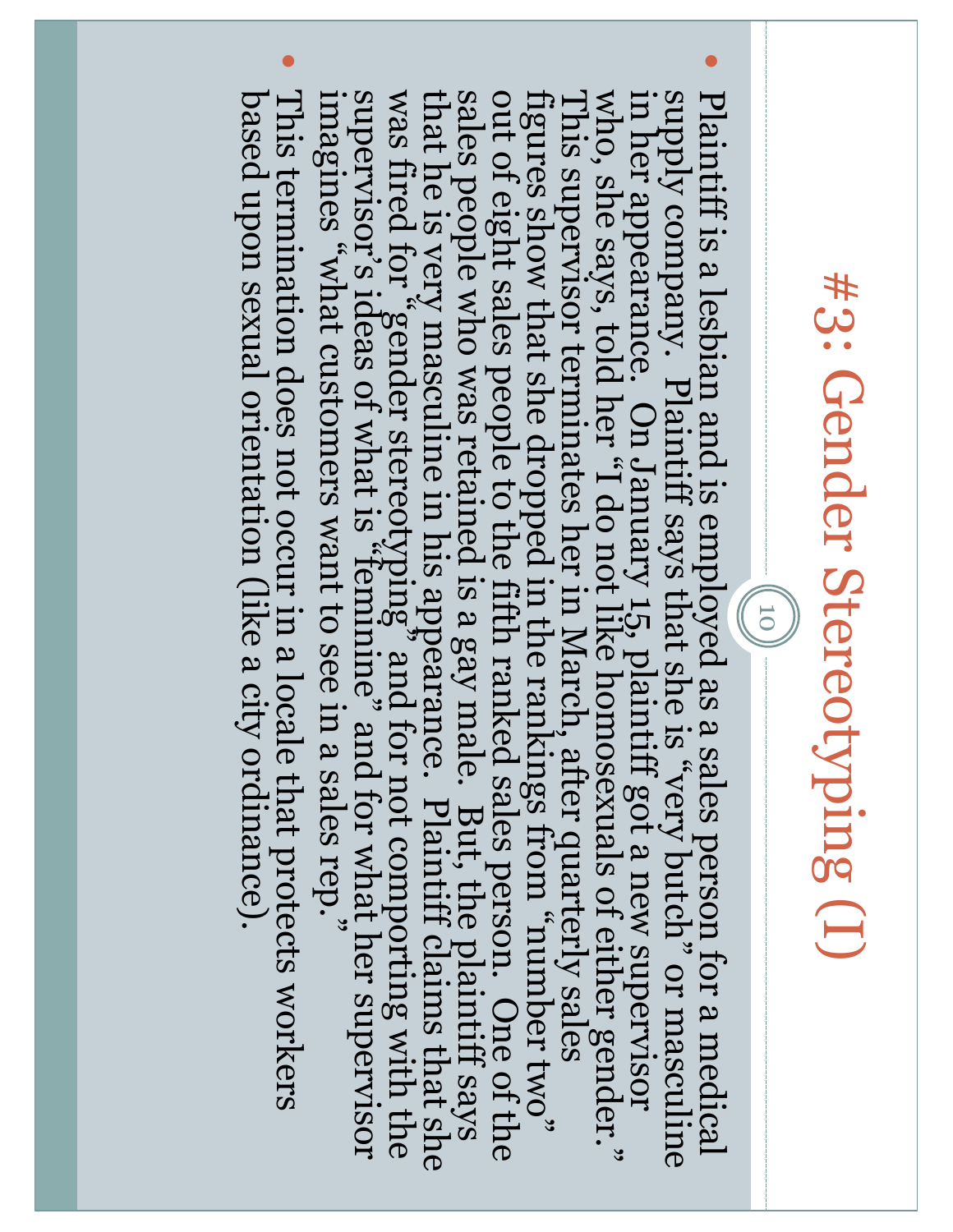# #3: Gender Stereotyping (I)

- Plaintiff is a lesbian and is employed as a sales person for a medical supply company. Plaintiff says that she is "very butch" or masculine in her appearance. On January 15, plaintiff got a new supervisor who, she says, told her "I do not like homosexuals of either gender." This supervisor terminates her in March, after quarterly sales figures show that she dropped in the rankings from "number two" out of eight sales people to the fifth ranked sales person. One of the sales people who was retained is a gay male. But, the plaintiff says that he is very masculine in his appearance. Plaintiff claims that she was fired for "gender stereotyping" and for not comporting with the supervisor's ideas of what is "feminine" and for what her supervisor imagines "what customers want to see in a sales rep."
- This termination does not occur in a locale that protects workers based upon sexual orientation (like a city ordinance).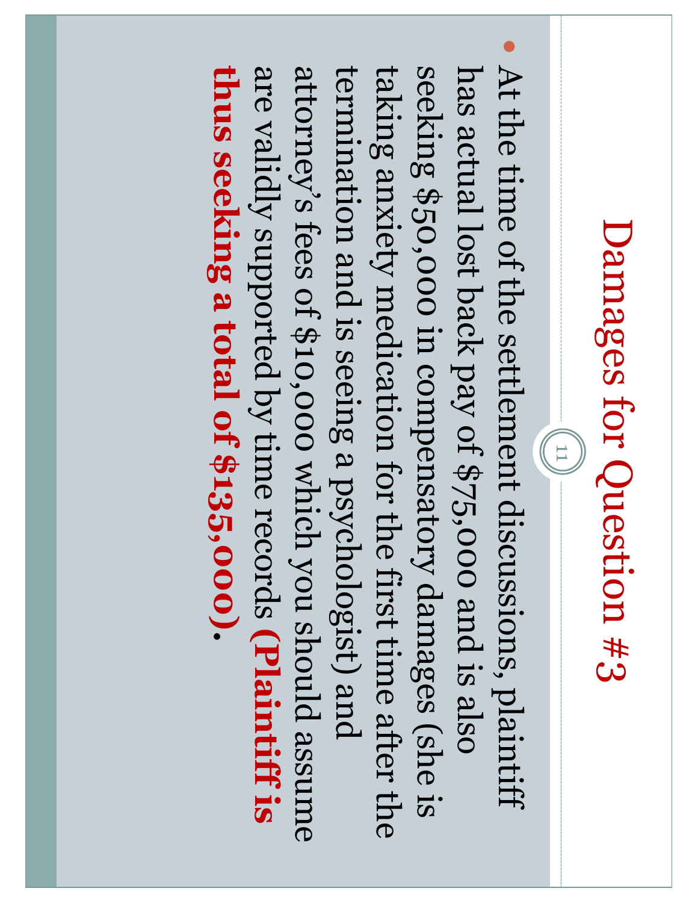# Damages for Question #3

- At the time of the settlement discussions, plaintiff has actual lost back pay of $75,000 and is also seeking $50,000 in compensatory damages (she is taking anxiety medication for the first time after the termination and is seeing a psychologist) and attorney's fees of $10,000 which you should assume are validly supported by time records **(Plaintiff is thus seeking a total of $135,000)**.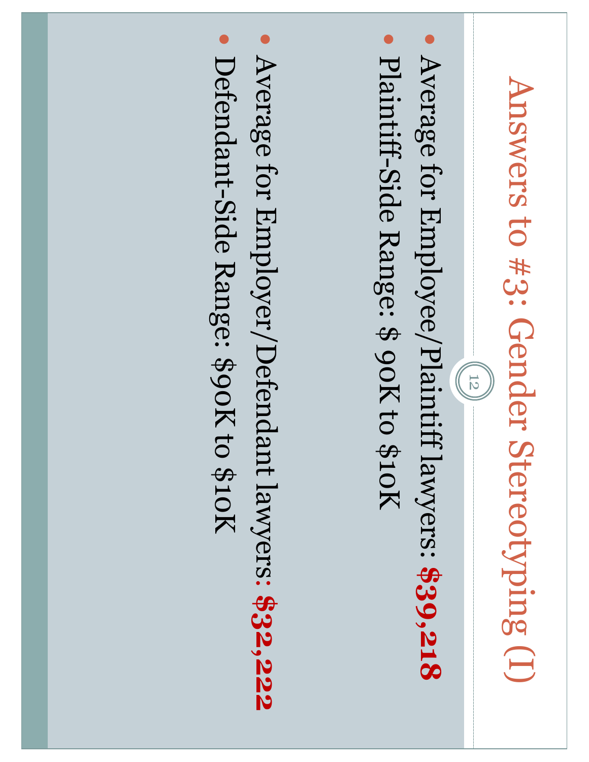# Answers to #3: Gender Stereotyping (I)

- Average for Employee/Plaintiff lawyers: **$39,218**
- Plaintiff-Side Range: $ 90K to $10K

- Average for Employer/Defendant lawyers: **$32,222**
- Defendant-Side Range: $90K to $10K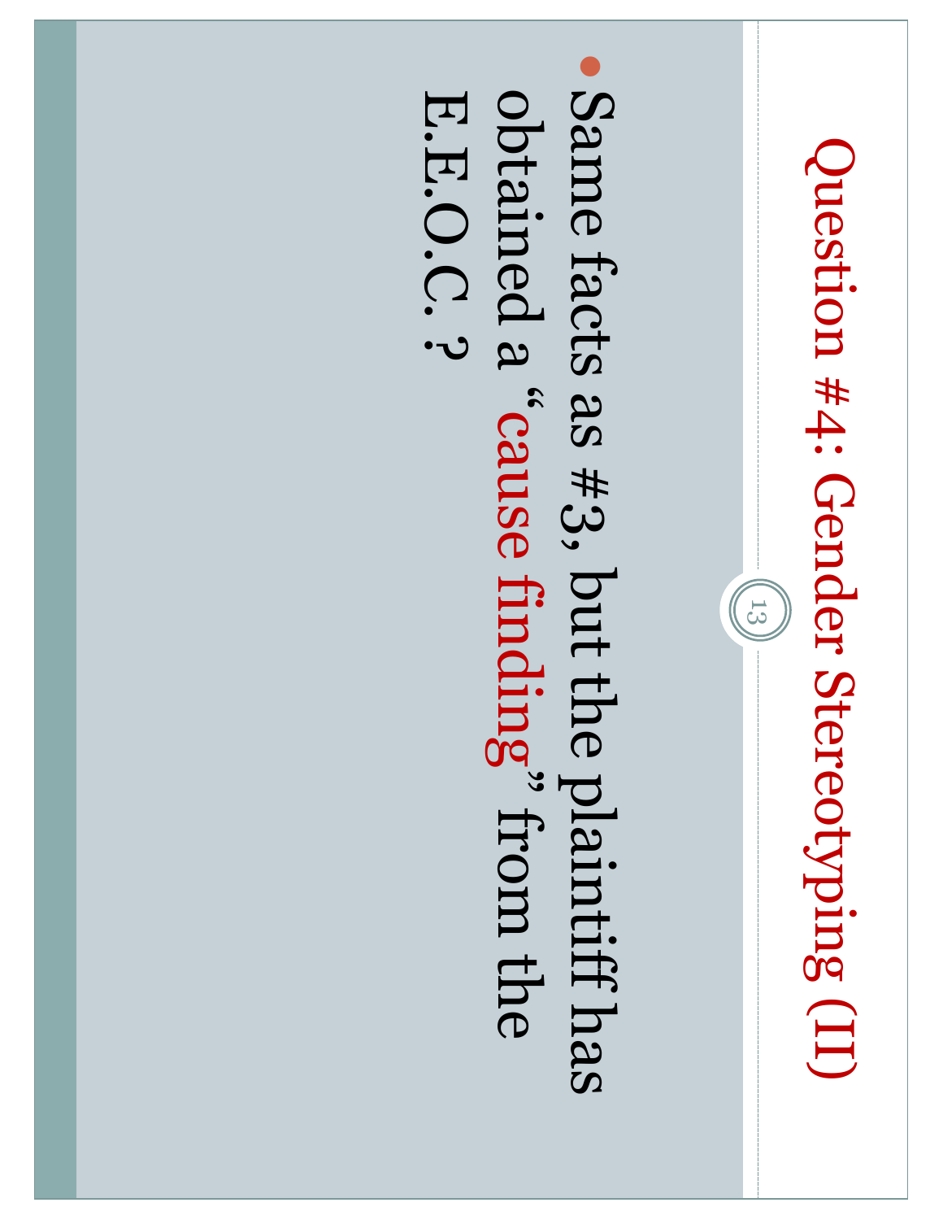# Question #4: Gender Stereotyping (II)

- Same facts as #3, but the plaintiff has obtained a "cause finding" from the E.E.O.C. ?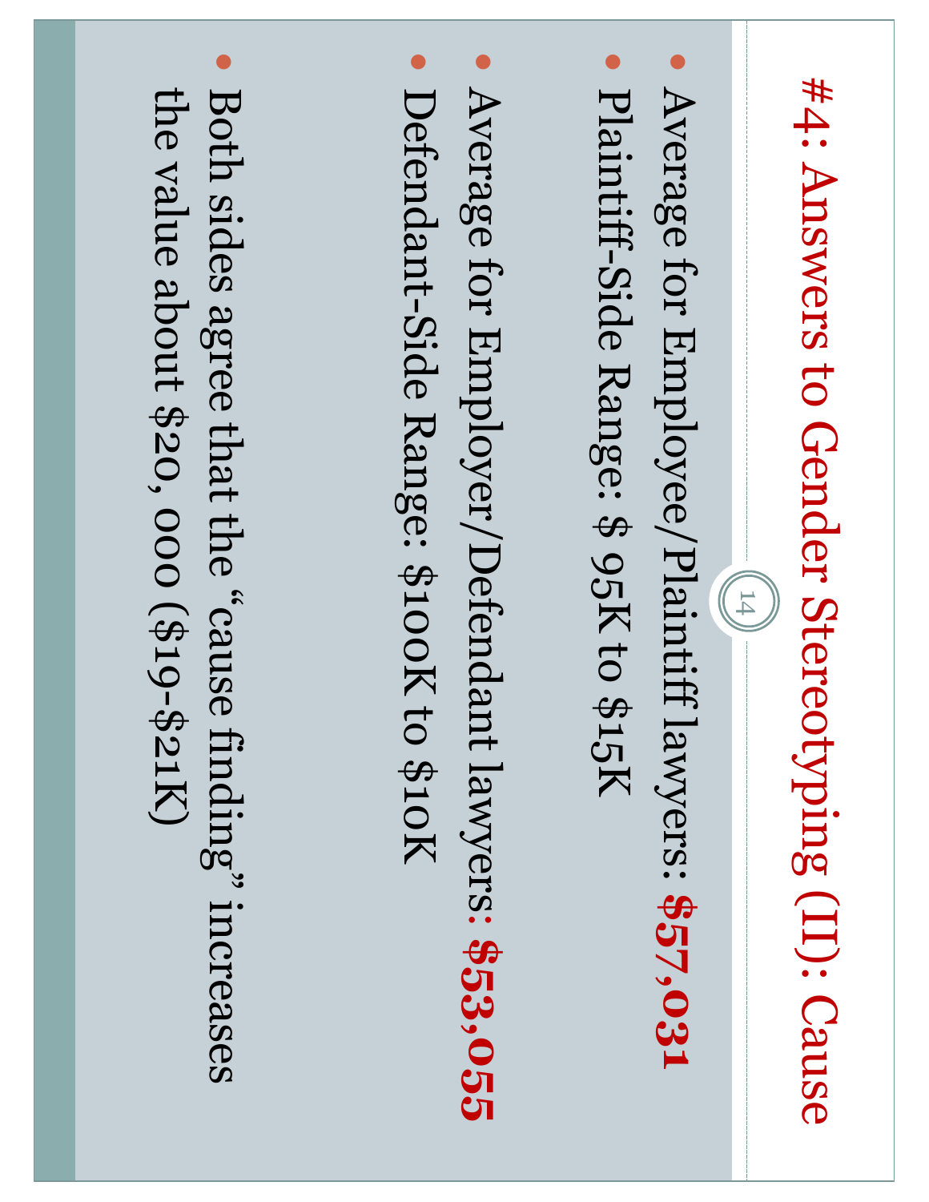# #4: Answers to Gender Stereotyping (II): Cause

- Average for Employee/Plaintiff lawyers: **$57,031**
- Plaintiff-Side Range: $ 95K to $15K
- Average for Employer/Defendant lawyers: **$53,055**
- Defendant-Side Range: $100K to $10K

- Both sides agree that the "cause finding" increases the value about $20, 000 ($19-$21K)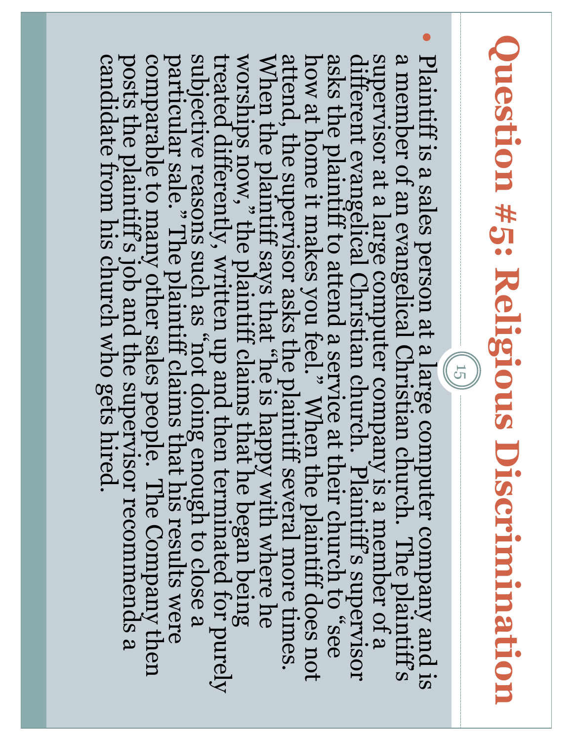# Question #5: Religious Discrimination

- Plaintiff is a sales person at a large computer company and is a member of an evangelical Christian church. The plaintiff's supervisor at a large computer company is a member of a different evangelical Christian church. Plaintiff's supervisor asks the plaintiff to attend a service at their church to "see how at home it makes you feel." When the plaintiff does not attend, the supervisor asks the plaintiff several more times. When the plaintiff says that "he is happy with where he worships now," the plaintiff claims that he began being treated differently, written up and then terminated for purely subjective reasons such as "not doing enough to close a particular sale." The plaintiff claims that his results were comparable to many other sales people. The Company then posts the plaintiff's job and the supervisor recommends a candidate from his church who gets hired.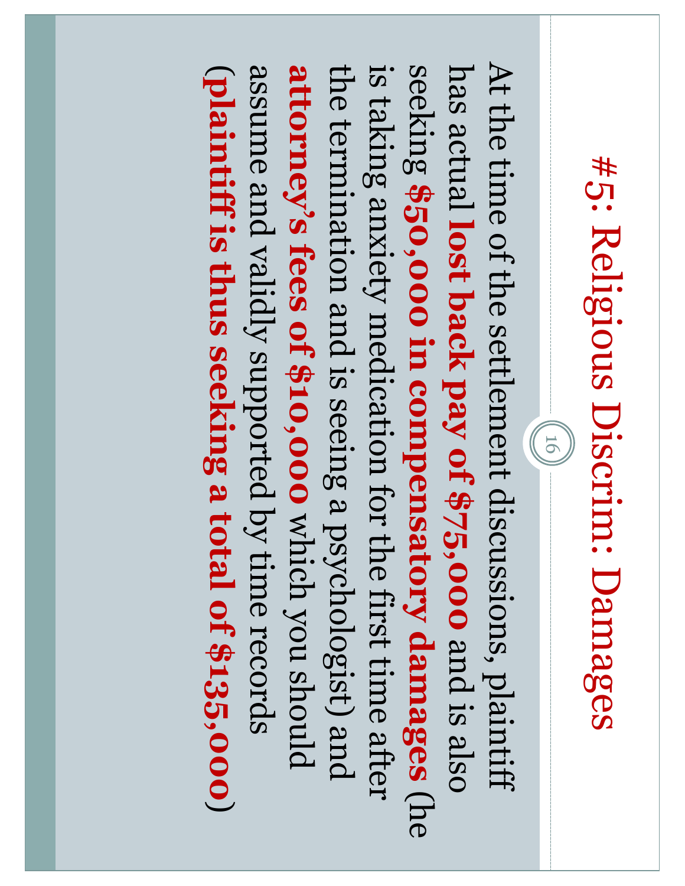# #5: Religious Discrim: Damages

At the time of the settlement discussions, plaintiff has actual **lost back pay of $75,000** and is also seeking **$50,000 in compensatory damages** (he is taking anxiety medication for the first time after the termination and is seeing a psychologist) and **attorney's fees of $10,000** which you should assume and validly supported by time records (**plaintiff is thus seeking a total of $135,000**)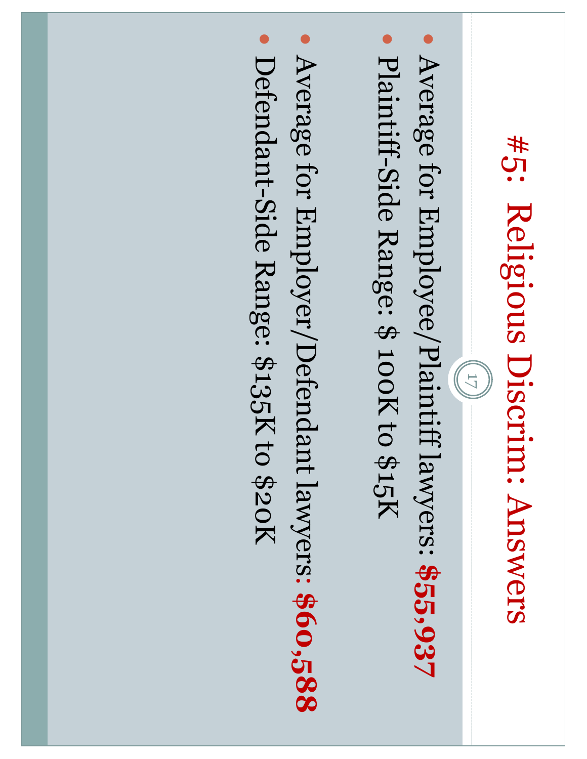# #5: Religious Discrim: Answers

- Average for Employee/Plaintiff lawyers: **$55,937**
- Plaintiff-Side Range: $ 100K to $15K
- Average for Employer/Defendant lawyers: **$60,588**
- Defendant-Side Range: $135K to $20K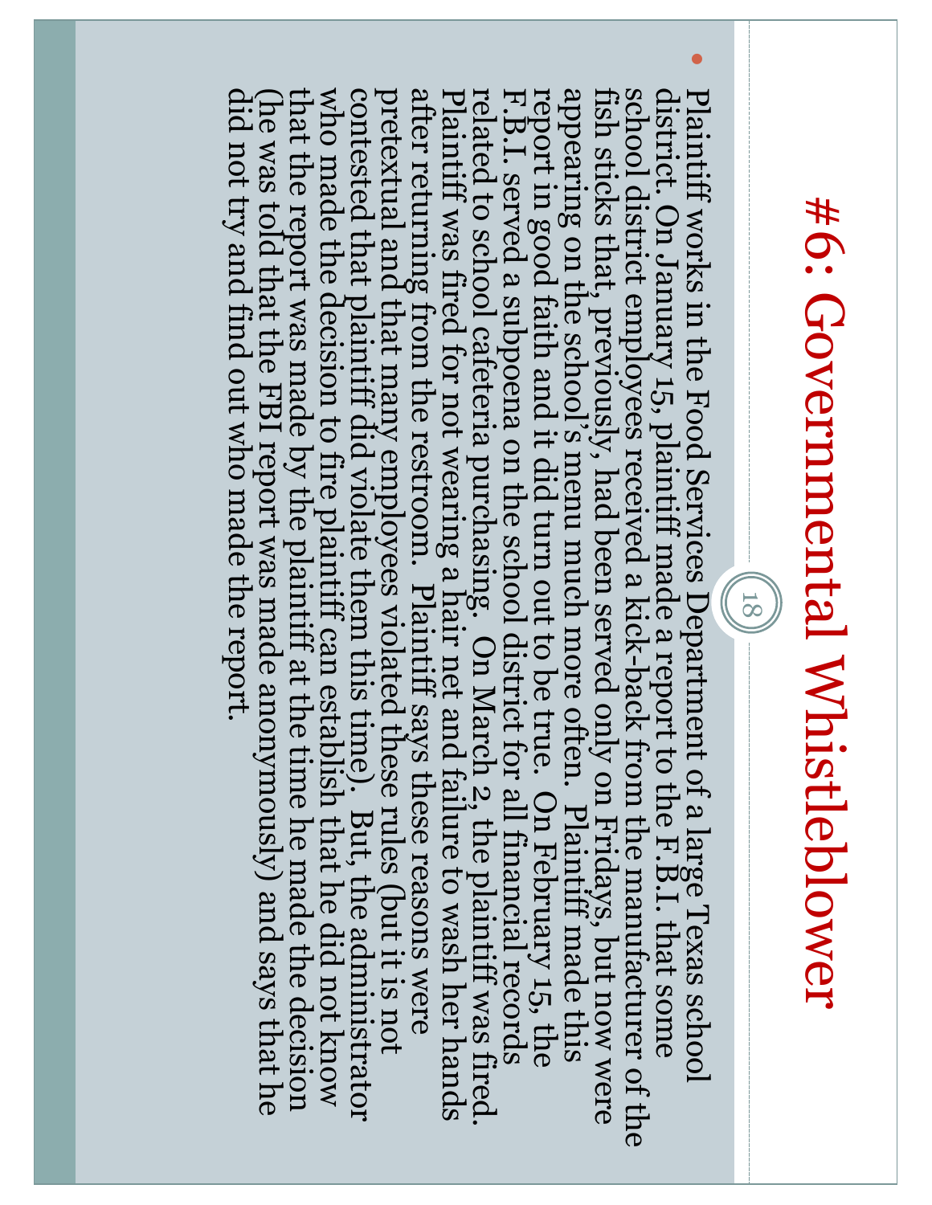# #6: Governmental Whistleblower

- Plaintiff works in the Food Services Department of a large Texas school district. On January 15, plaintiff made a report to the F.B.I. that some school district employees received a kick-back from the manufacturer of the fish sticks that, previously, had been served only on Fridays, but now were appearing on the school's menu much more often. Plaintiff made this report in good faith and it did turn out to be true. On February 15, the F.B.I. served a subpoena on the school district for all financial records related to school cafeteria purchasing. On March 2, the plaintiff was fired. Plaintiff was fired for not wearing a hair net and failure to wash her hands after returning from the restroom. Plaintiff says these reasons were pretextual and that many employees violated these rules (but it is not contested that plaintiff did violate them this time). But, the administrator who made the decision to fire plaintiff can establish that he did not know that the report was made by the plaintiff at the time he made the decision (he was told that the FBI report was made anonymously) and says that he did not try and find out who made the report.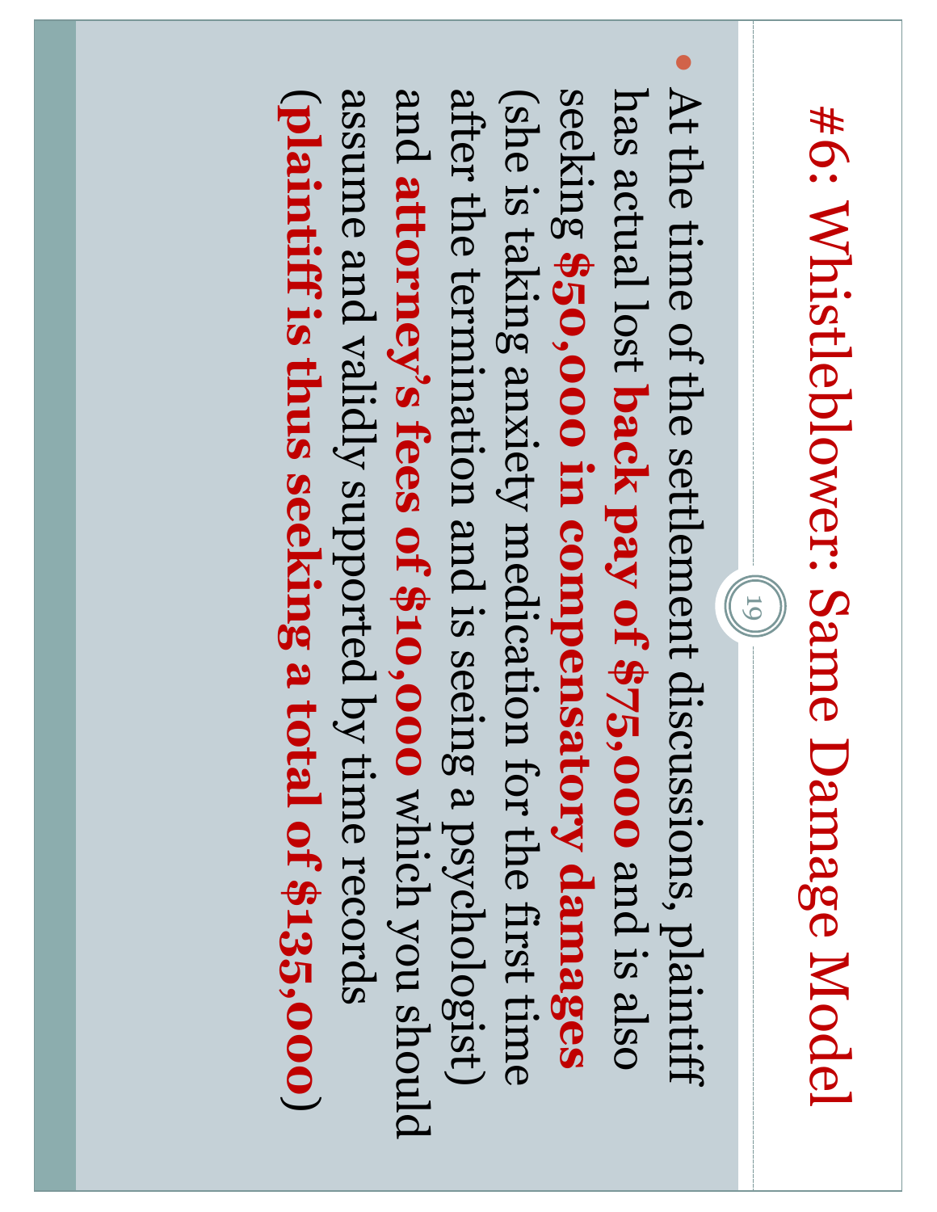# #6: Whistleblower: Same Damage Model

- At the time of the settlement discussions, plaintiff has actual lost **back pay of $75,000** and is also seeking **$50,000 in compensatory damages** (she is taking anxiety medication for the first time after the termination and is seeing a psychologist) and **attorney's fees of $10,000** which you should assume and validly supported by time records (**plaintiff is thus seeking a total of $135,000**)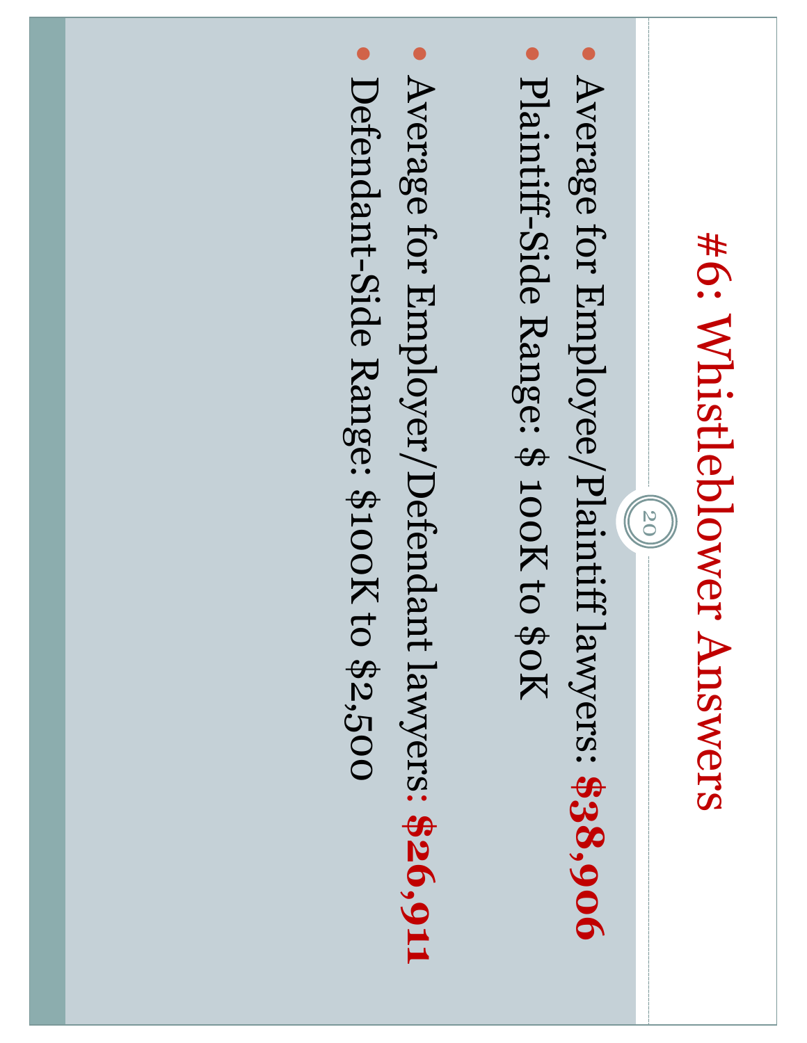# #6: Whistleblower Answers

- Average for Employee/Plaintiff lawyers: **$38,906**
- Plaintiff-Side Range: $ 100K to $0K
- Average for Employer/Defendant lawyers: **$26,911**
- Defendant-Side Range: $100K to $2,500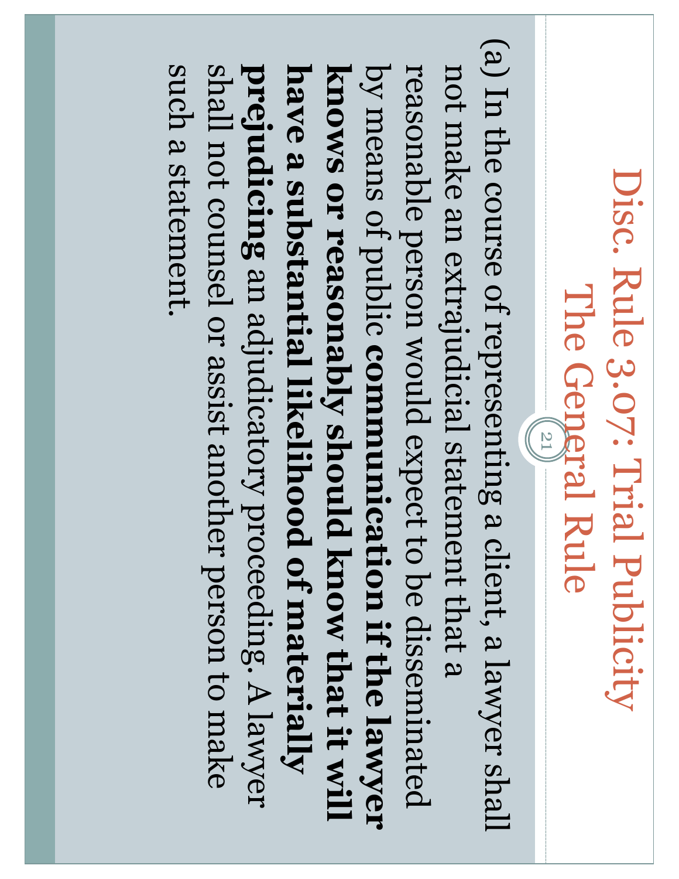# Disc. Rule 3.07: Trial Publicity
## The General Rule

(a) In the course of representing a client, a lawyer shall not make an extrajudicial statement that a reasonable person would expect to be disseminated by means of public **communication if the lawyer knows or reasonably should know that it will have a substantial likelihood of materially prejudicing** an adjudicatory proceeding. A lawyer shall not counsel or assist another person to make such a statement.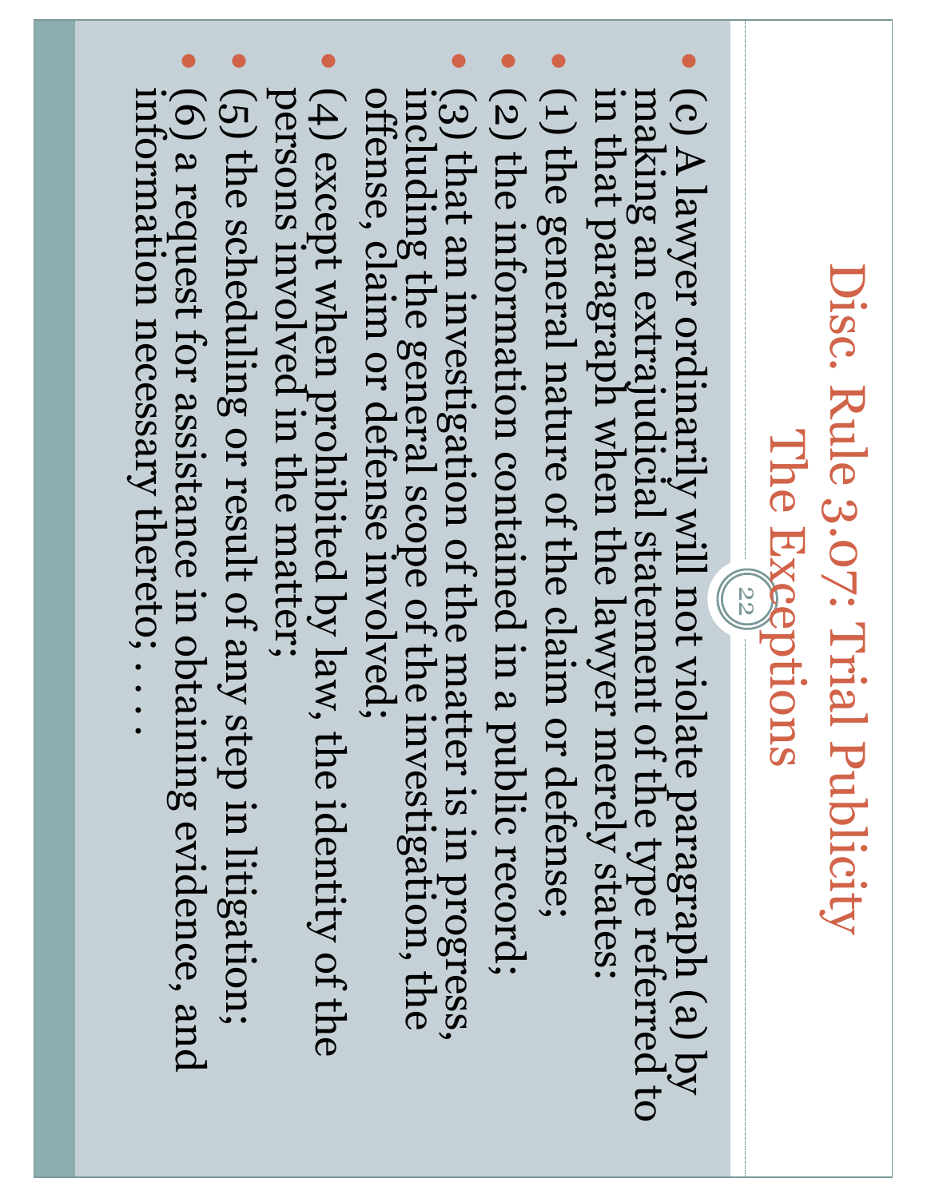# Disc. Rule 3.07: Trial Publicity
## The Exceptions

- (c) A lawyer ordinarily will not violate paragraph (a) by making an extrajudicial statement of the type referred to in that paragraph when the lawyer merely states:
- (1) the general nature of the claim or defense;
- (2) the information contained in a public record;
- (3) that an investigation of the matter is in progress, including the general scope of the investigation, the offense, claim or defense involved;
- (4) except when prohibited by law, the identity of the persons involved in the matter;
- (5) the scheduling or result of any step in litigation;
- (6) a request for assistance in obtaining evidence, and information necessary thereto; . . . .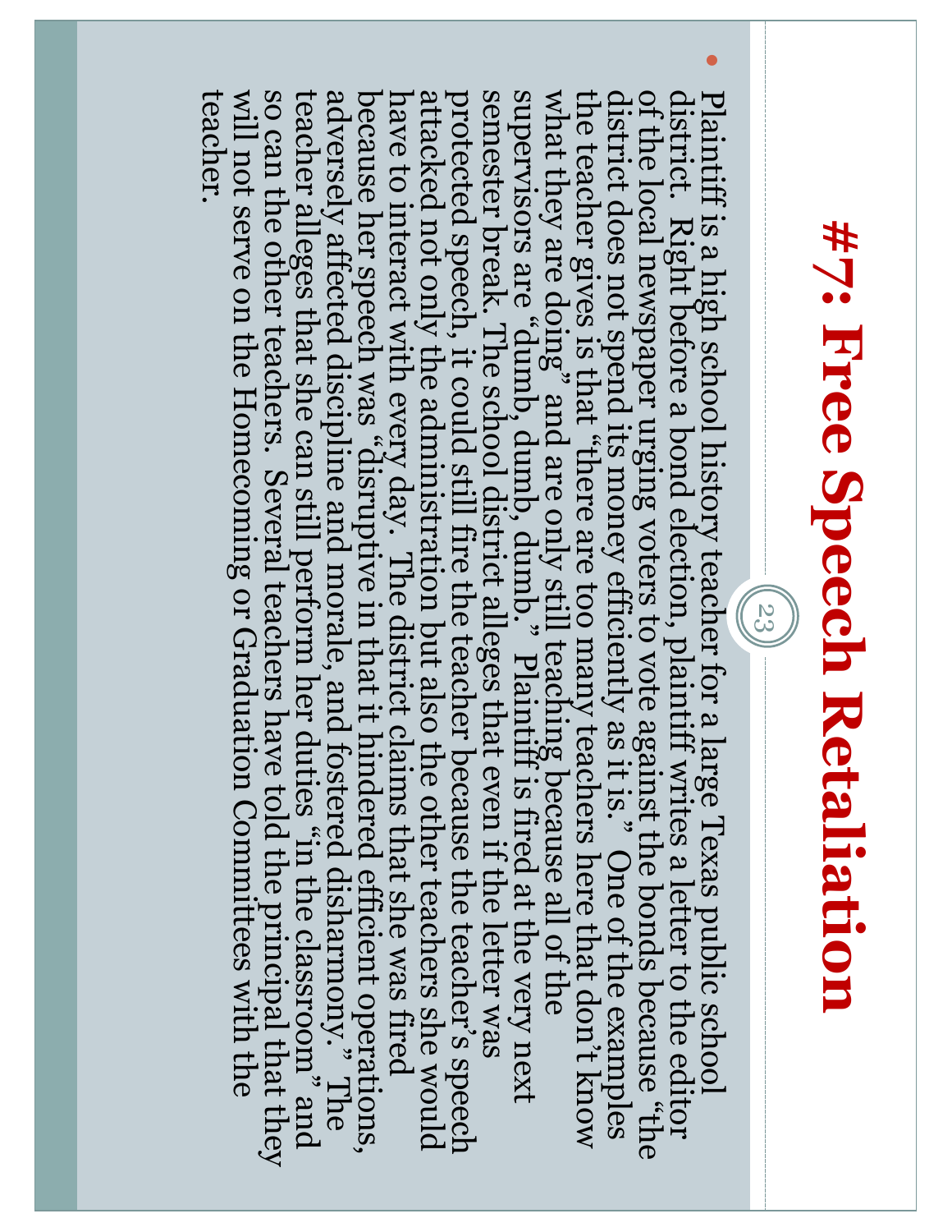# #7: Free Speech Retaliation

- Plaintiff is a high school history teacher for a large Texas public school district. Right before a bond election, plaintiff writes a letter to the editor of the local newspaper urging voters to vote against the bonds because "the district does not spend its money efficiently as it is." One of the examples the teacher gives is that "there are too many teachers here that don't know what they are doing" and are only still teaching because all of the supervisors are "dumb, dumb, dumb, dumb." Plaintiff is fired at the very next semester break. The school district alleges that even if the letter was protected speech, it could still fire the teacher because the teacher's speech attacked not only the administration but also the other teachers she would have to interact with every day. The district claims that she was fired because her speech was "disruptive in that it hindered efficient operations, adversely affected discipline and morale, and fostered disharmony." The teacher alleges that she can still perform her duties "in the classroom" and so can the other teachers. Several teachers have told the principal that they will not serve on the Homecoming or Graduation Committees with the teacher.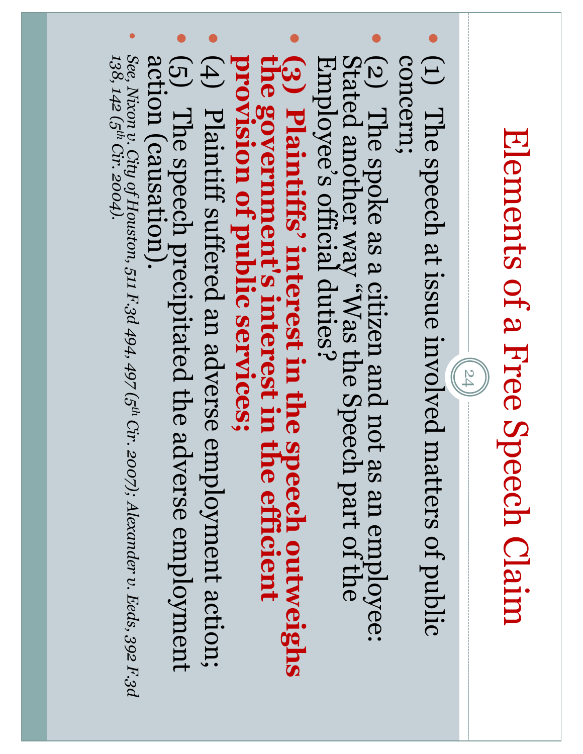# Elements of a Free Speech Claim

- (1) The speech at issue involved matters of public concern;
- (2) The spoke as a citizen and not as an employee: Stated another way "Was the Speech part of the Employee's official duties?
- **(3) Plaintiffs' interest in the speech outweighs the government's interest in the efficient provision of public services;**
- (4) Plaintiff suffered an adverse employment action;
- (5) The speech precipitated the adverse employment action (causation).
- *See, Nixon v. City of Houston, 511 F.3d 494, 497 (5th Cir. 2007); Alexander v. Eeds, 392 F.3d 138, 142 (5th Cir. 2004).*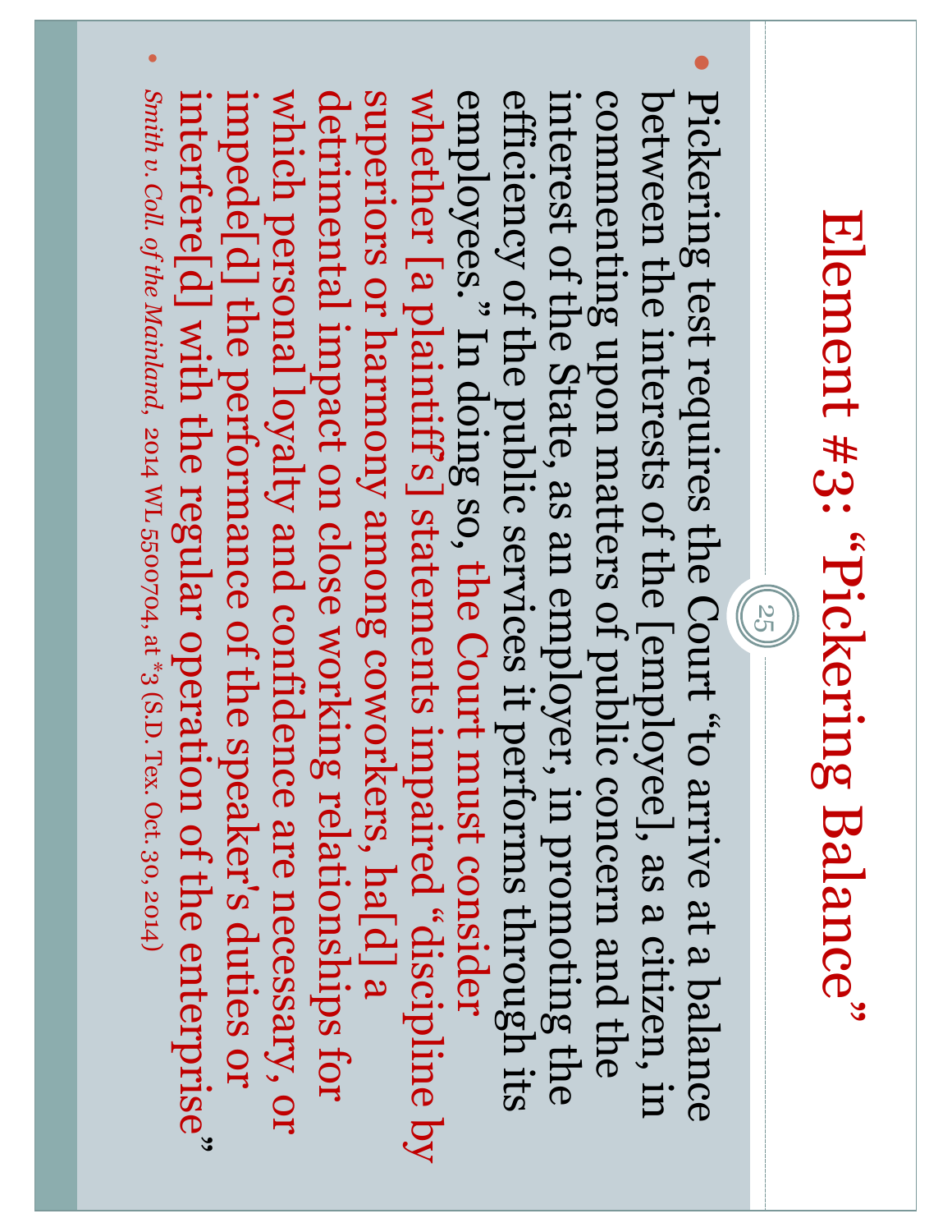# Element #3: "Pickering Balance"

- Pickering test requires the Court "to arrive at a balance between the interests of the [employee], as a citizen, in commenting upon matters of public concern and the interest of the State, as an employer, in promoting the efficiency of the public services it performs through its employees." In doing so, the Court must consider whether [a plaintiff's] statements impaired "discipline by superiors or harmony among coworkers, ha[d] a detrimental impact on close working relationships for which personal loyalty and confidence are necessary, or impede[d] the performance of the speaker's duties or interfere[d] with the regular operation of the enterprise"
- *Smith v. Coll. of the Mainland*, 2014 WL 5500704, at *3 (S.D. Tex. Oct. 30, 2014)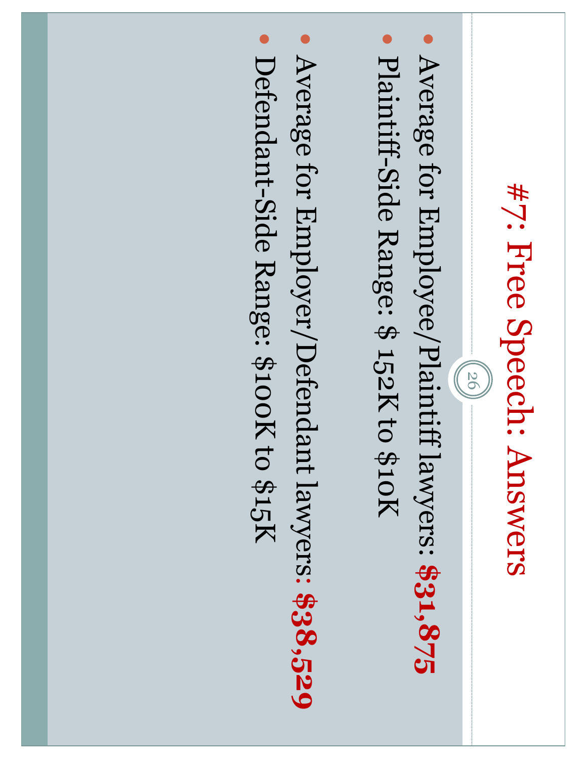# #7: Free Speech: Answers

- Average for Employee/Plaintiff lawyers: **$31,875**
- Plaintiff-Side Range: $ 152K to $10K
- Average for Employer/Defendant lawyers: **$38,529**
- Defendant-Side Range: $100K to $15K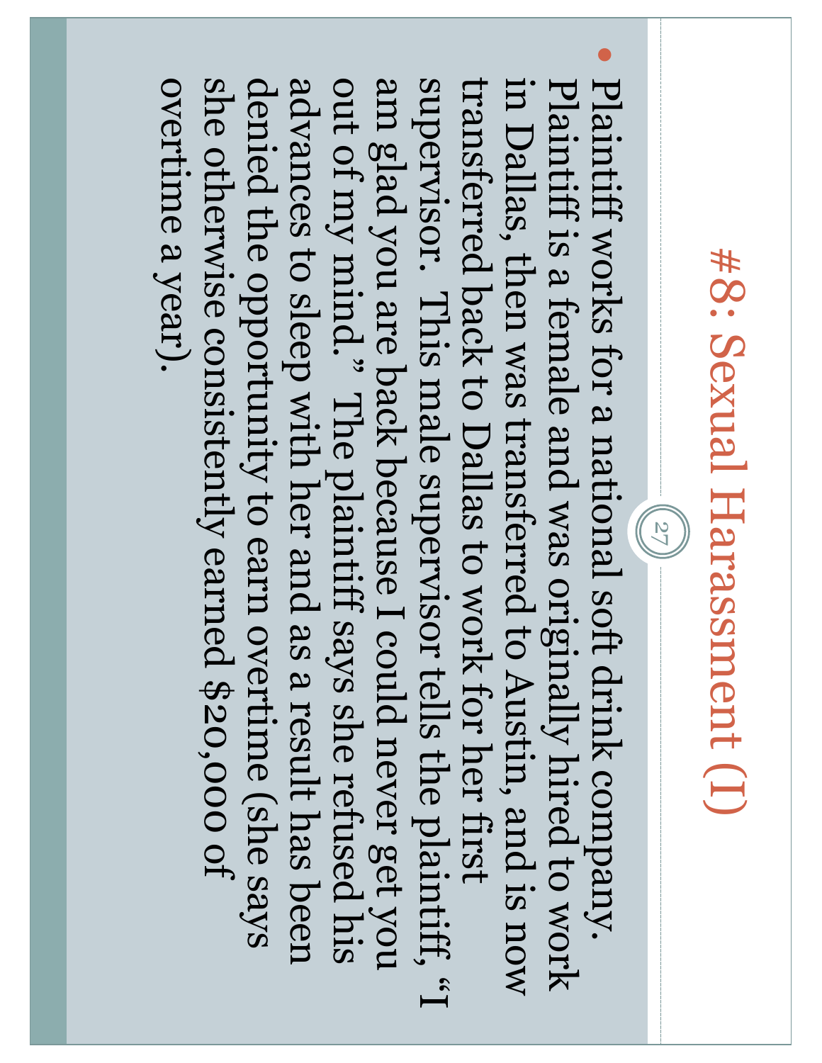# #8: Sexual Harassment (I)

- Plaintiff works for a national soft drink company. Plaintiff is a female and was originally hired to work in Dallas, then was transferred to Austin, and is now transferred back to Dallas to work for her first supervisor. This male supervisor tells the plaintiff, "I am glad you are back because I could never get you out of my mind." The plaintiff says she refused his advances to sleep with her and as a result has been denied the opportunity to earn overtime (she says she otherwise consistently earned $20,000 of overtime a year).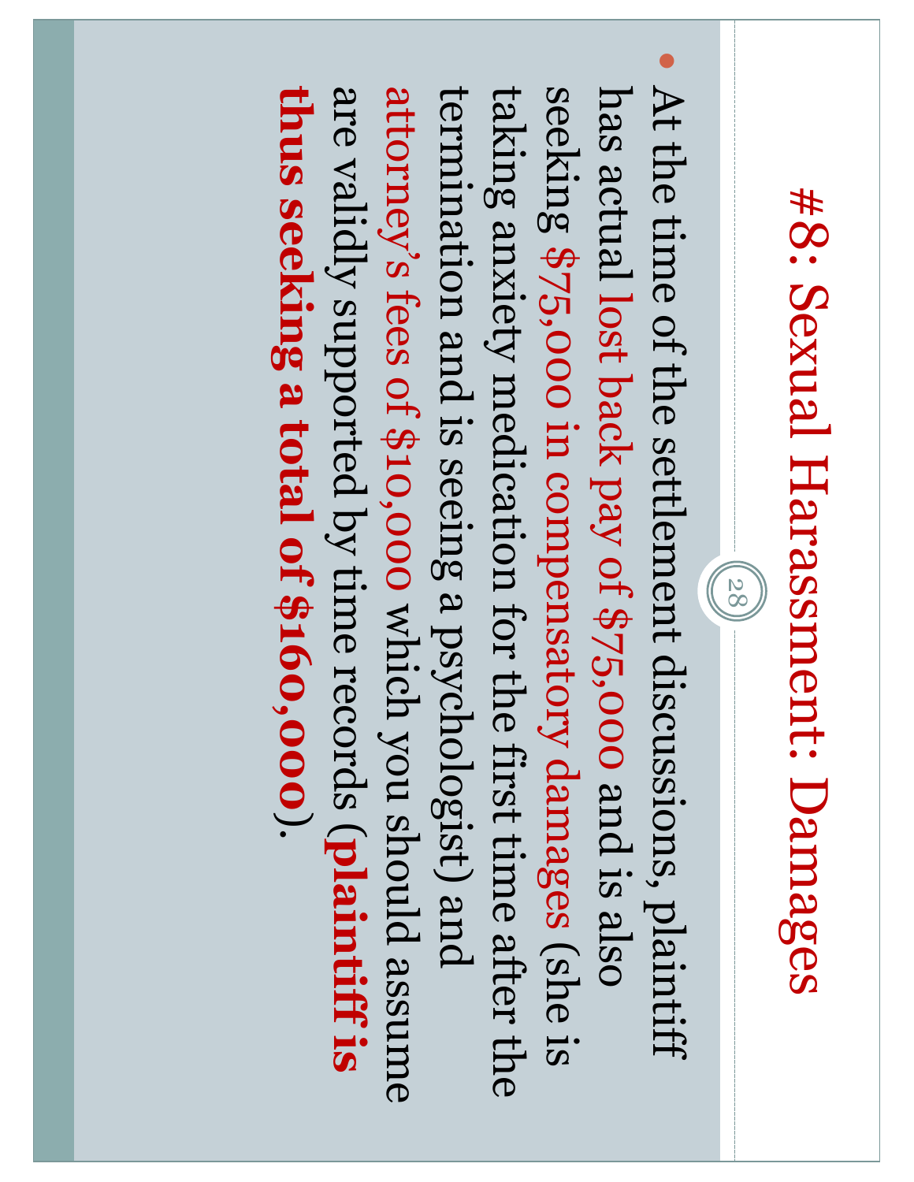# #8: Sexual Harassment: Damages

- At the time of the settlement discussions, plaintiff has actual lost back pay of $75,000 and is also seeking $75,000 in compensatory damages (she is taking anxiety medication for the first time after the termination and is seeing a psychologist) and attorney's fees of $10,000 which you should assume are validly supported by time records (**plaintiff is thus seeking a total of $160,000**).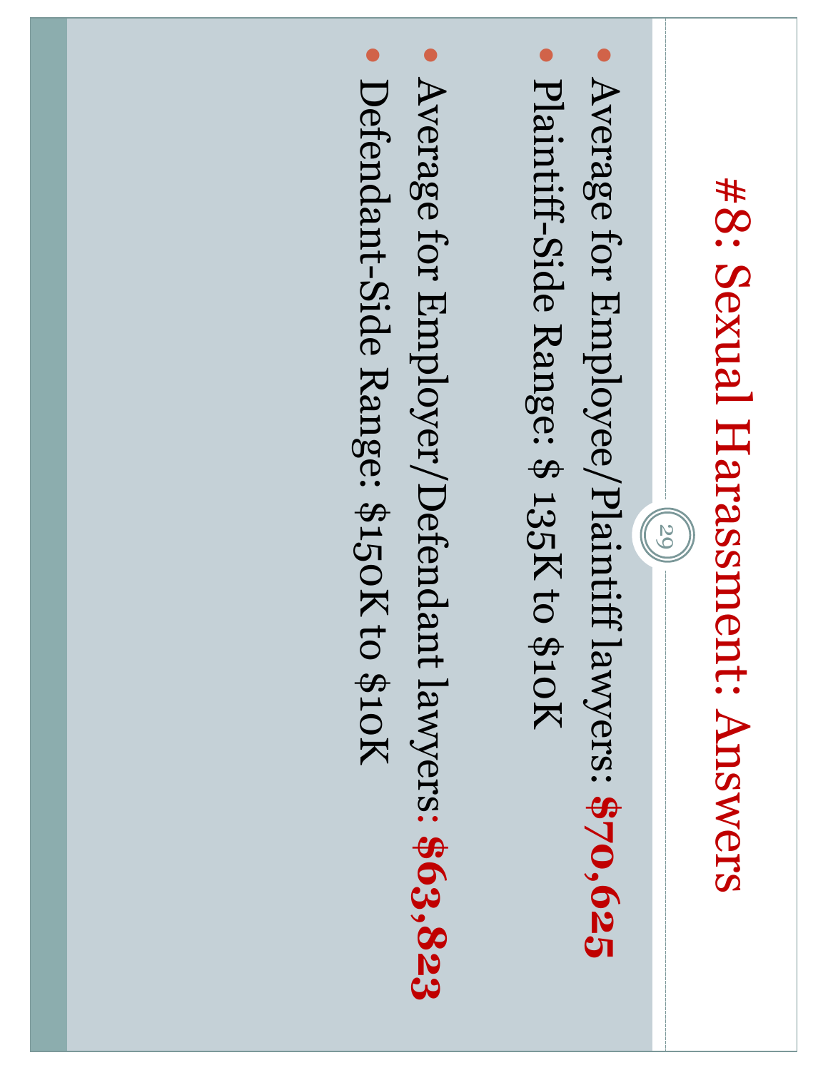# #8: Sexual Harassment: Answers

- Average for Employee/Plaintiff lawyers: **$70,625**
- Plaintiff-Side Range: $ 135K to $10K
- Average for Employer/Defendant lawyers: **$63,823**
- Defendant-Side Range: $150K to $10K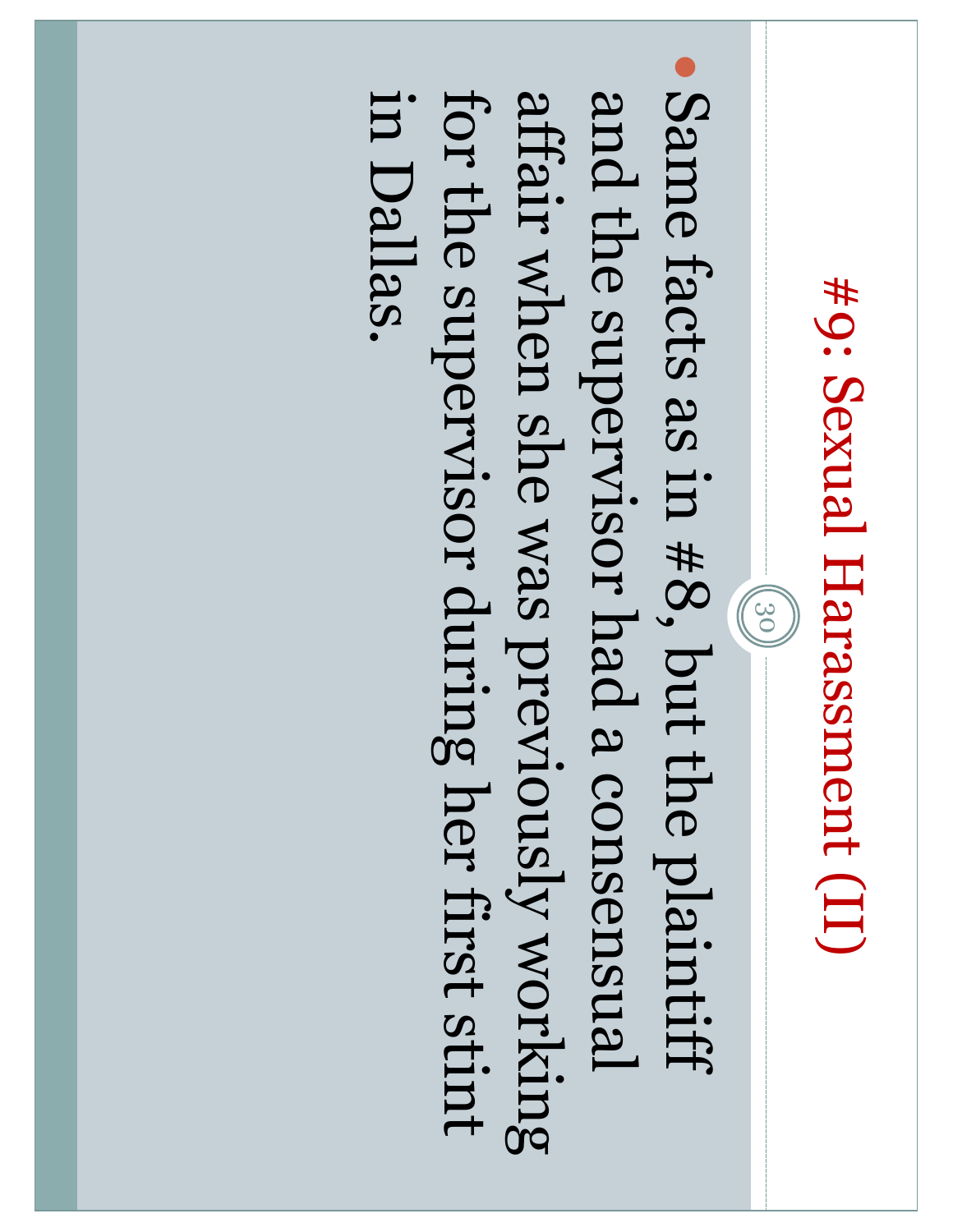# #9: Sexual Harassment (II)

- Same facts as in #8, but the plaintiff and the supervisor had a consensual affair when she was previously working for the supervisor during her first stint in Dallas.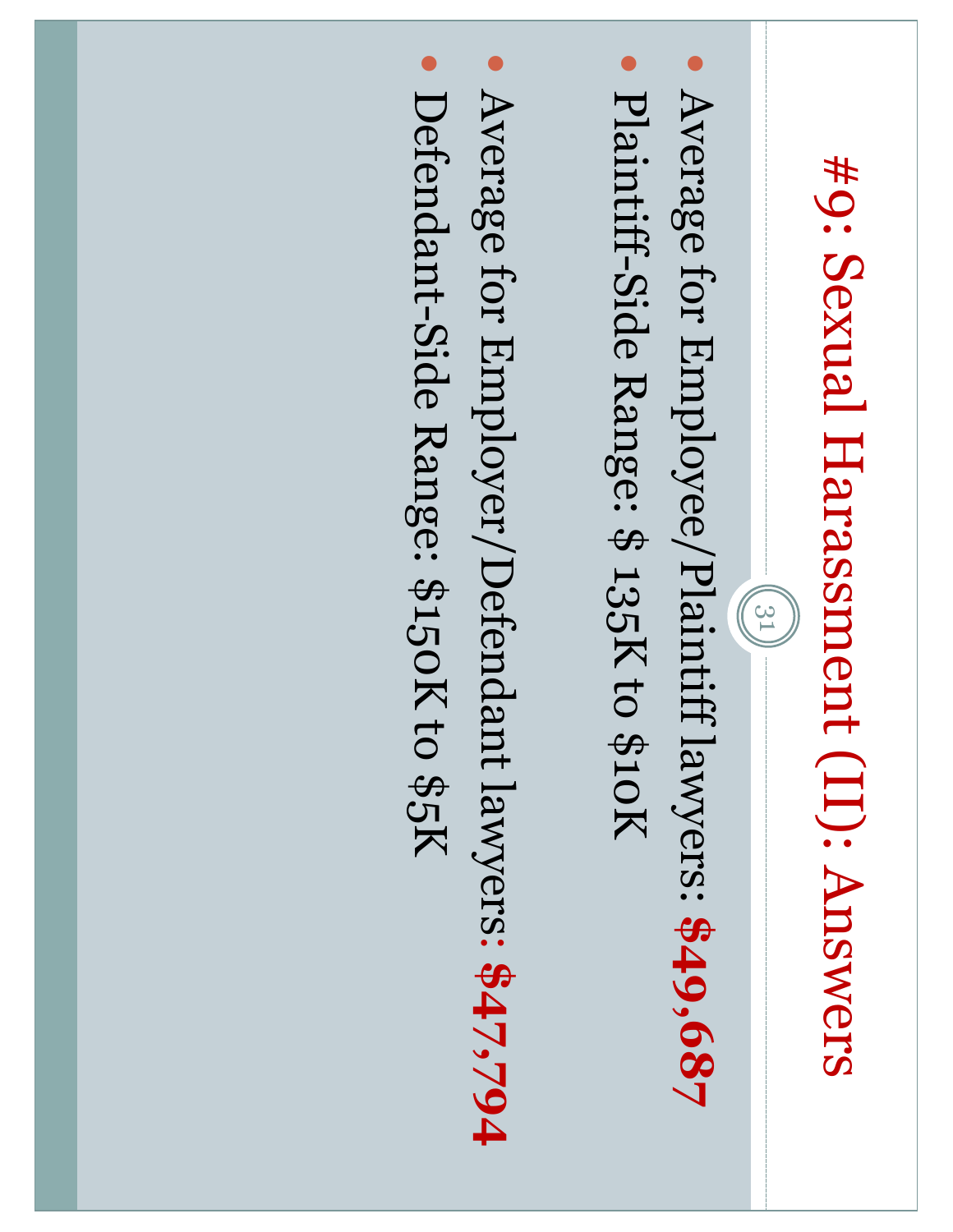# #9: Sexual Harassment (II): Answers

- Average for Employee/Plaintiff lawyers: **$49,687**
- Plaintiff-Side Range: $ 135K to $10K
- Average for Employer/Defendant lawyers: **$47,794**
- Defendant-Side Range: $150K to $5K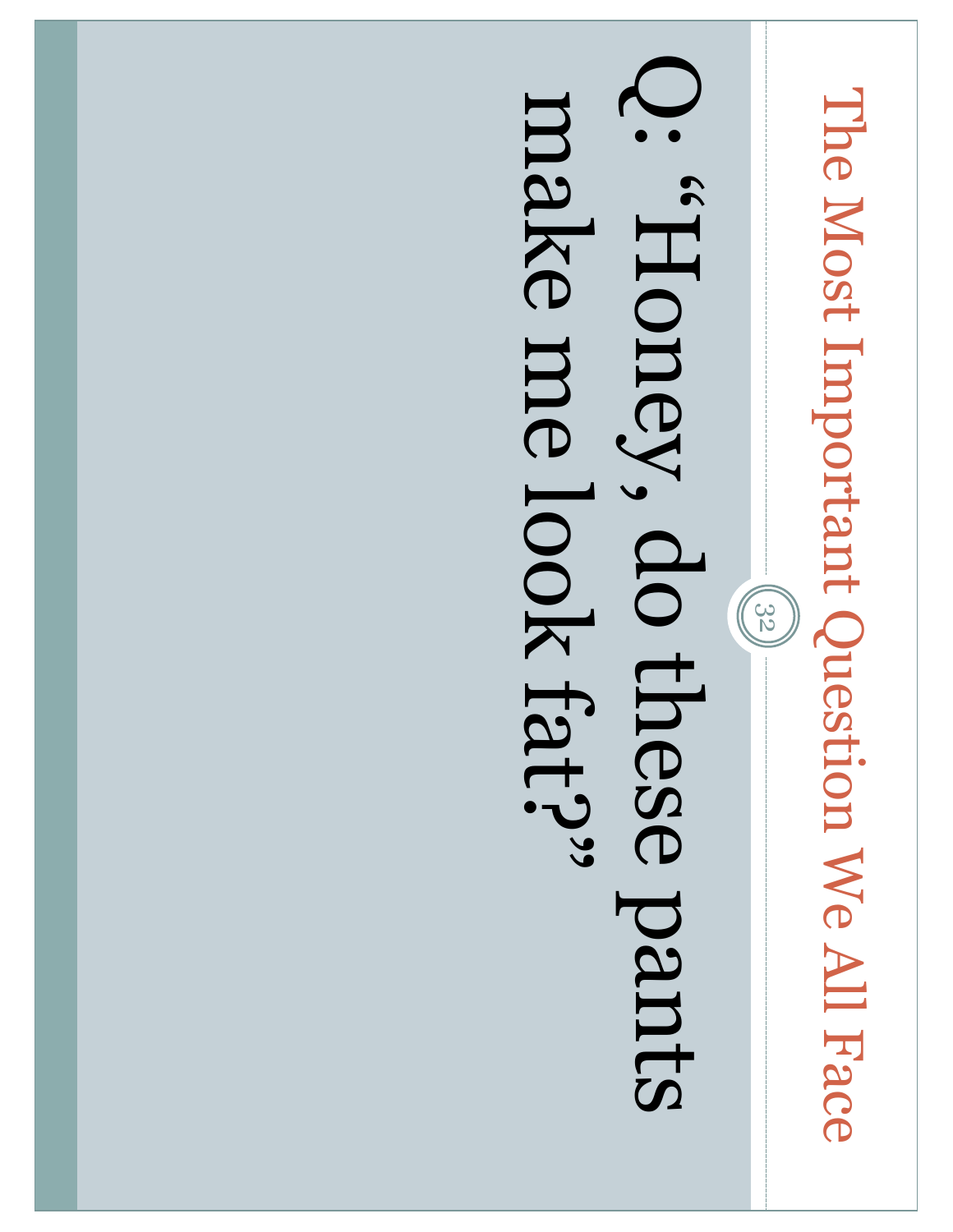# The Most Important Question We All Face

Q: "Honey, do these pants make me look fat?"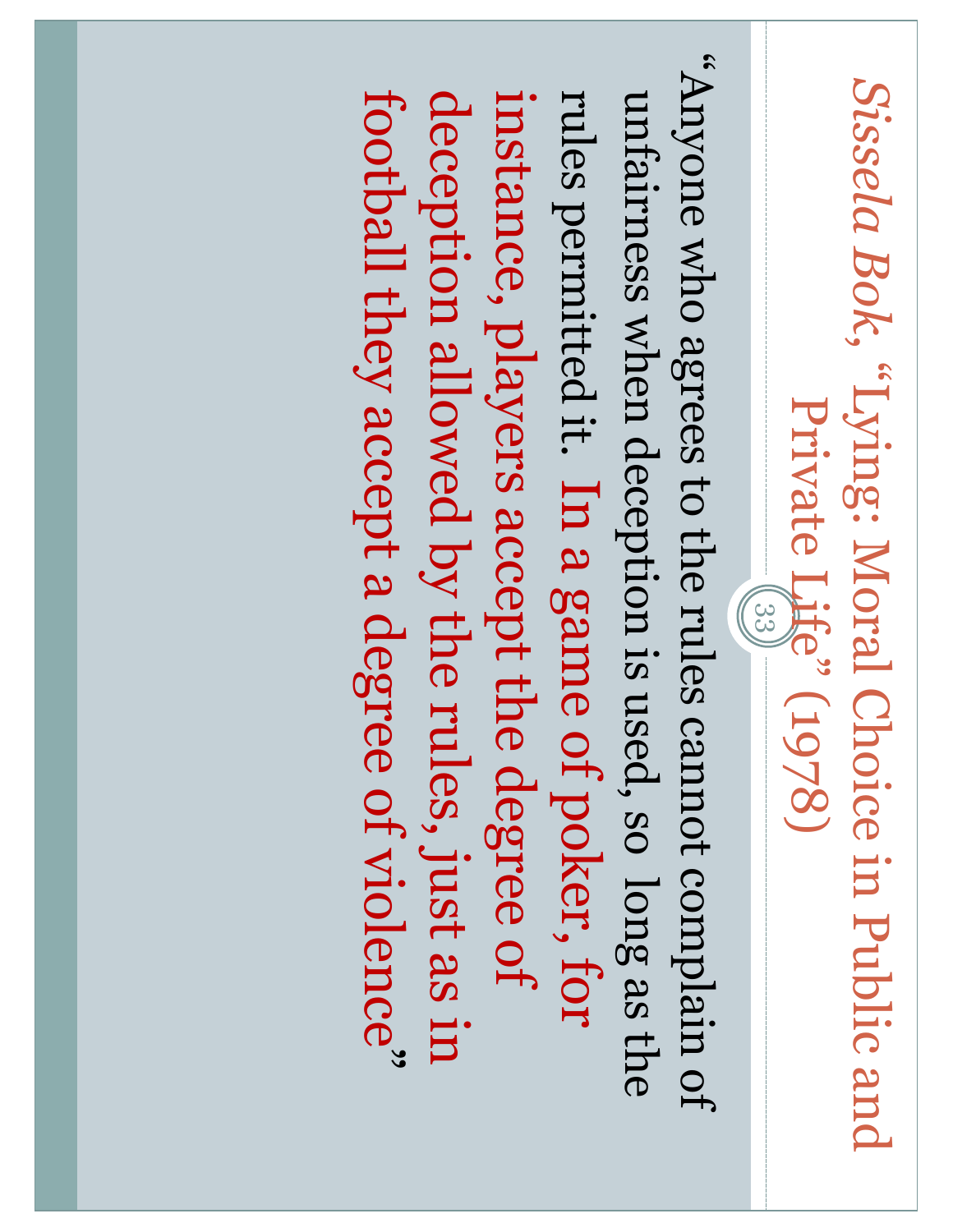## *Sissela Bok*, "Lying: Moral Choice in Public and Private Life" (1978)

"Anyone who agrees to the rules cannot complain of unfairness when deception is used, so long as the rules permitted it. In a game of poker, for instance, players accept the degree of deception allowed by the rules, just as in football they accept a degree of violence"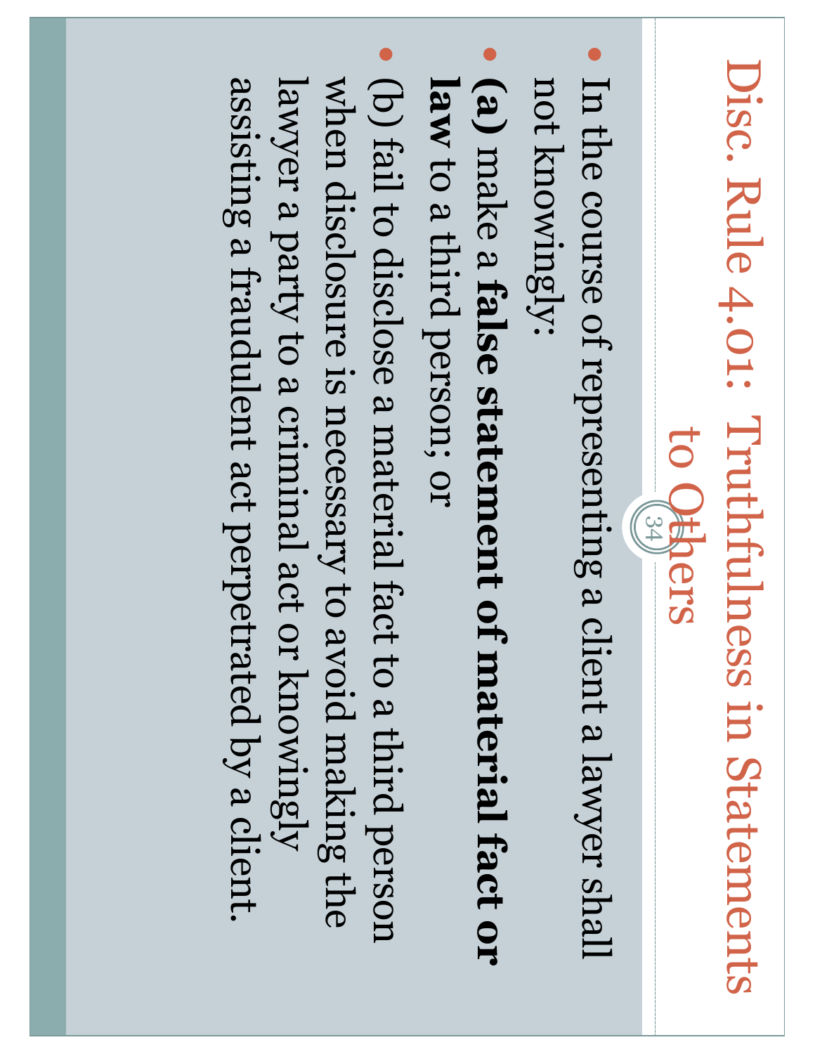# Disc. Rule 4.01: Truthfulness in Statements to Others

- In the course of representing a client a lawyer shall not knowingly:
- **(a)** make a **false statement of material fact or law** to a third person; or
- (b) fail to disclose a material fact to a third person when disclosure is necessary to avoid making the lawyer a party to a criminal act or knowingly assisting a fraudulent act perpetrated by a client.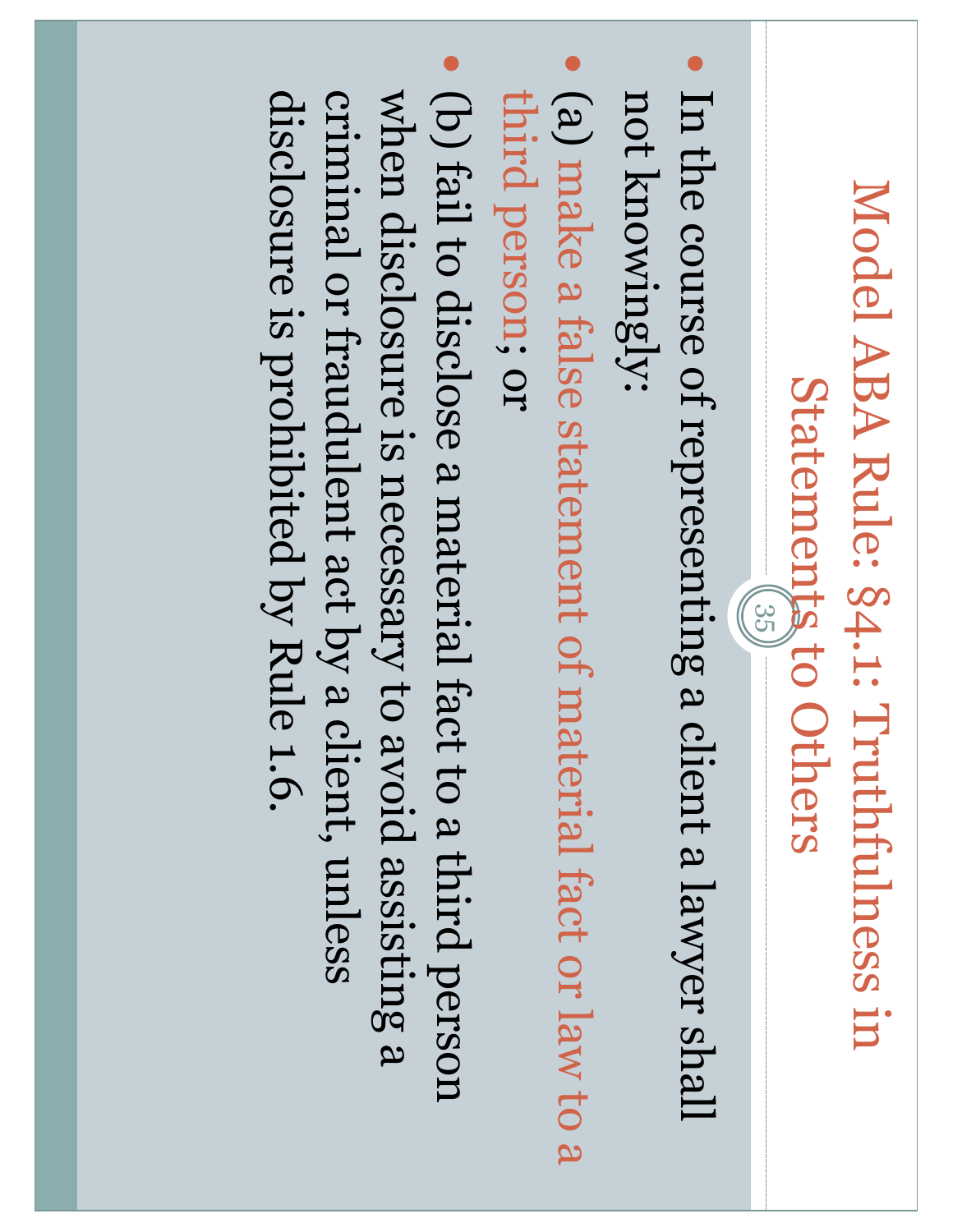# Model ABA Rule: §4.1: Truthfulness in Statements to Others

- In the course of representing a client a lawyer shall not knowingly:
- (a) make a false statement of material fact or law to a third person; or
- (b) fail to disclose a material fact to a third person when disclosure is necessary to avoid assisting a criminal or fraudulent act by a client, unless disclosure is prohibited by Rule 1.6.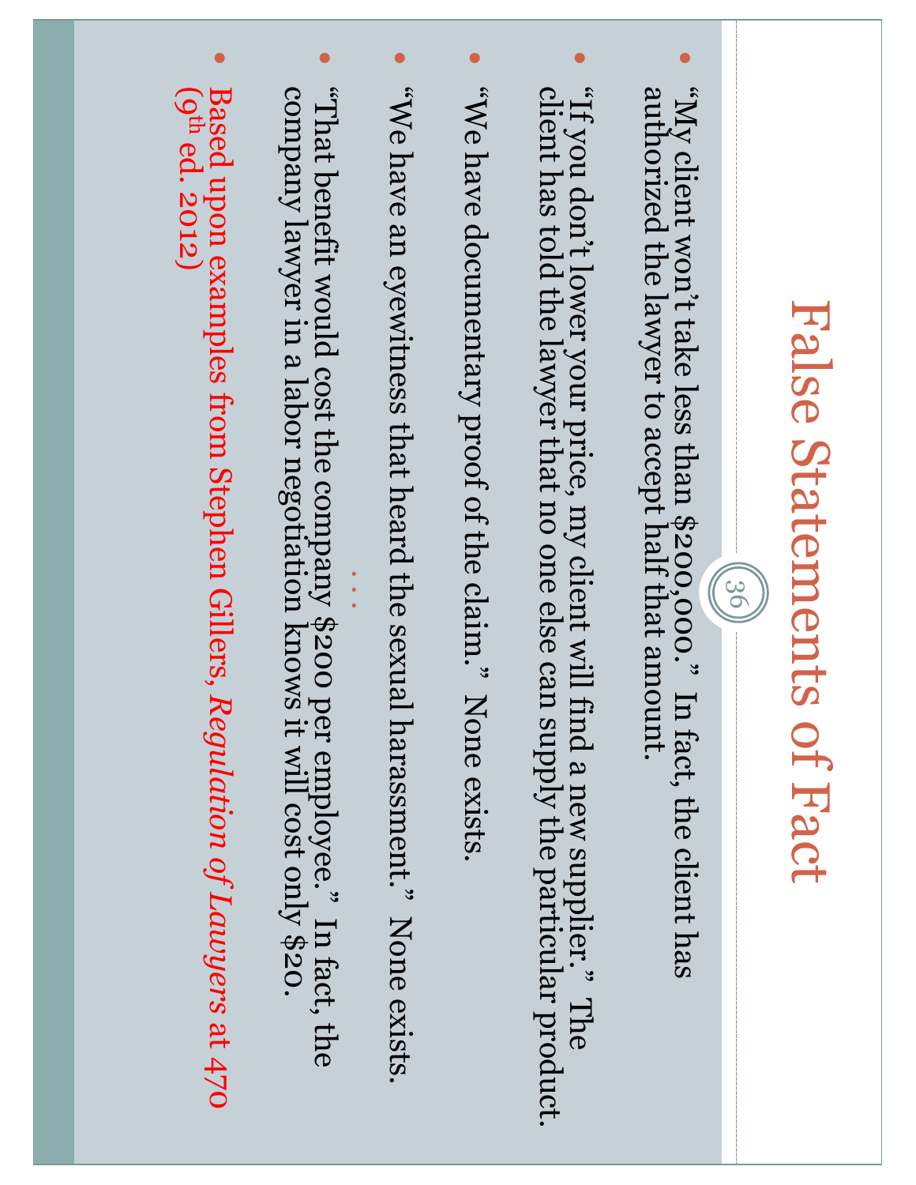# False Statements of Fact

- "My client won't take less than $200,000." In fact, the client has authorized the lawyer to accept half that amount.
- "If you don't lower your price, my client will find a new supplier." The client has told the lawyer that no one else can supply the particular product.
- "We have documentary proof of the claim." None exists.
- "We have an eyewitness that heard the sexual harassment." None exists.
- "That benefit would cost the company $200 per employee." In fact, the company lawyer in a labor negotiation knows it will cost only $20.

. . .

- Based upon examples from Stephen Gillers, *Regulation of Lawyers* at 470 (9th ed. 2012)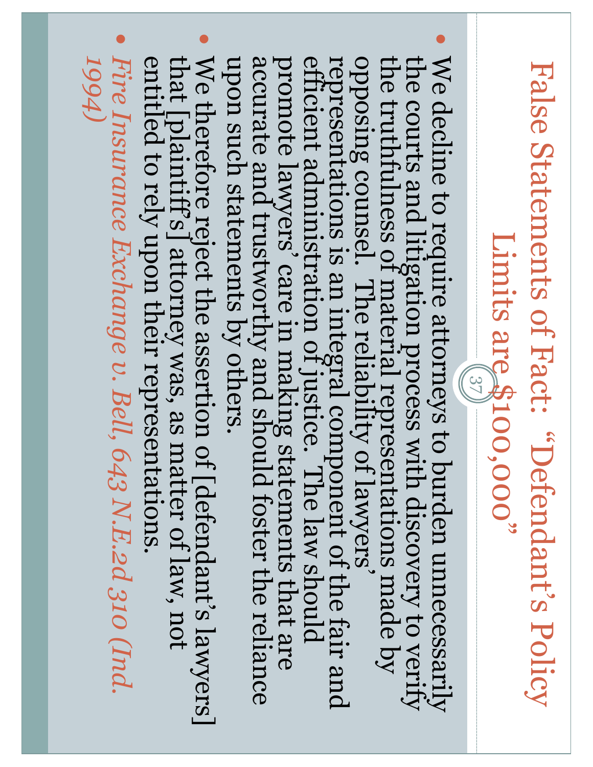# False Statements of Fact: "Defendant's Policy Limits are $100,000"

- We decline to require attorneys to burden unnecessarily the courts and litigation process with discovery to verify the truthfulness of material representations made by opposing counsel. The reliability of lawyers' representations is an integral component of the fair and efficient administration of justice. The law should promote lawyers' care in making statements that are accurate and trustworthy and should foster the reliance upon such statements by others.
- We therefore reject the assertion of [defendant's lawyers] that [plaintiff's] attorney was, as matter of law, not entitled to rely upon their representations.
- *Fire Insurance Exchange v. Bell, 643 N.E.2d 310 (Ind. 1994)*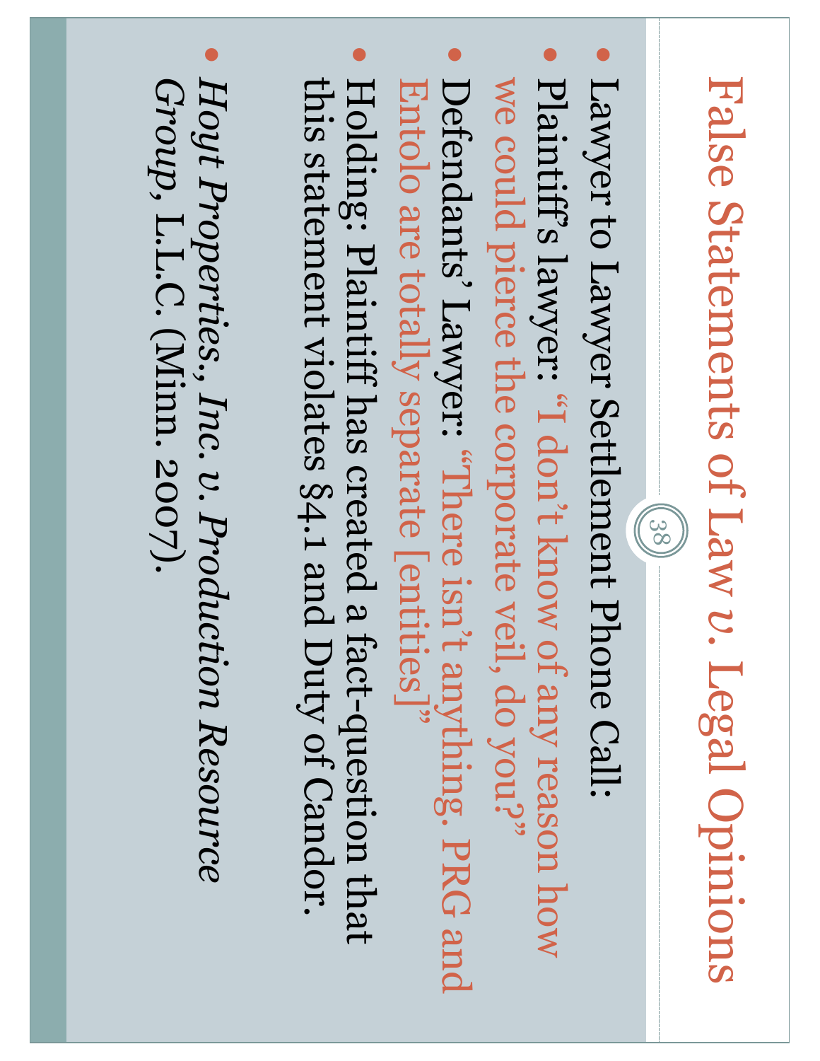# False Statements of Law *v.* Legal Opinions

- Lawyer to Lawyer Settlement Phone Call:
- Plaintiff's lawyer: "I don't know of any reason how we could pierce the corporate veil, do you?"
- Defendants' Lawyer: "There isn't anything. PRG and Entolo are totally separate [entities]"
- Holding: Plaintiff has created a fact-question that this statement violates §4.1 and Duty of Candor.
- *Hoyt Properties., Inc. v. Production Resource Group*, L.L.C. (Minn. 2007).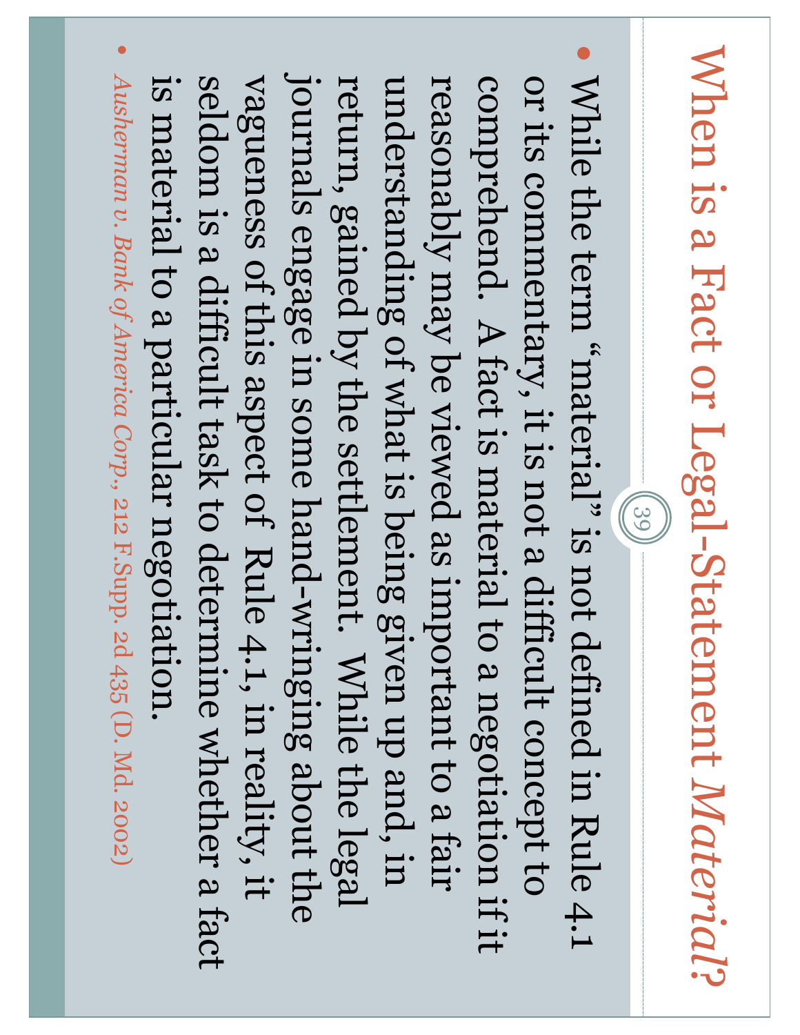# When is a Fact or Legal-Statement *Material*?

- While the term "material" is not defined in Rule 4.1 or its commentary, it is not a difficult concept to comprehend. A fact is material to a negotiation if it reasonably may be viewed as important to a fair understanding of what is being given up and, in return, gained by the settlement. While the legal journals engage in some hand-wringing about the vagueness of this aspect of Rule 4.1, in reality, it seldom is a difficult task to determine whether a fact is material to a particular negotiation.
- *Ausherman v. Bank of America Corp.*, 212 F.Supp. 2d 435 (D. Md. 2002)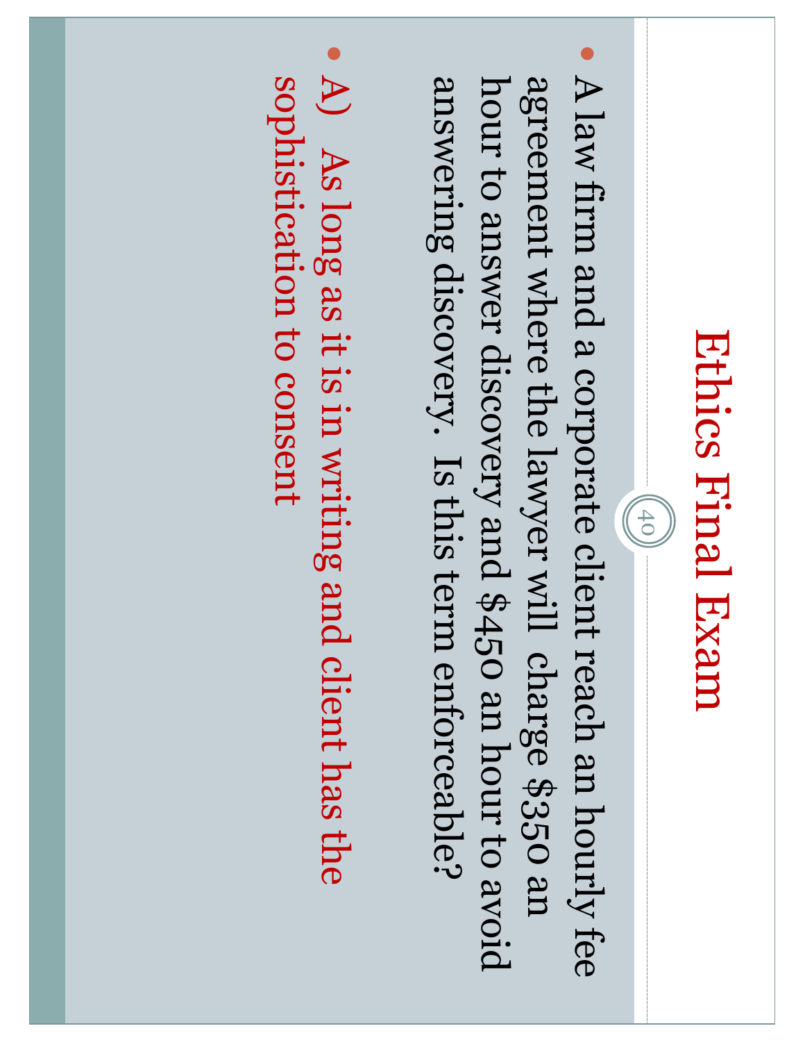# Ethics Final Exam

- A law firm and a corporate client reach an hourly fee agreement where the lawyer will charge $350 an hour to answer discovery and $450 an hour to avoid answering discovery. Is this term enforceable?
- A) As long as it is in writing and client has the sophistication to consent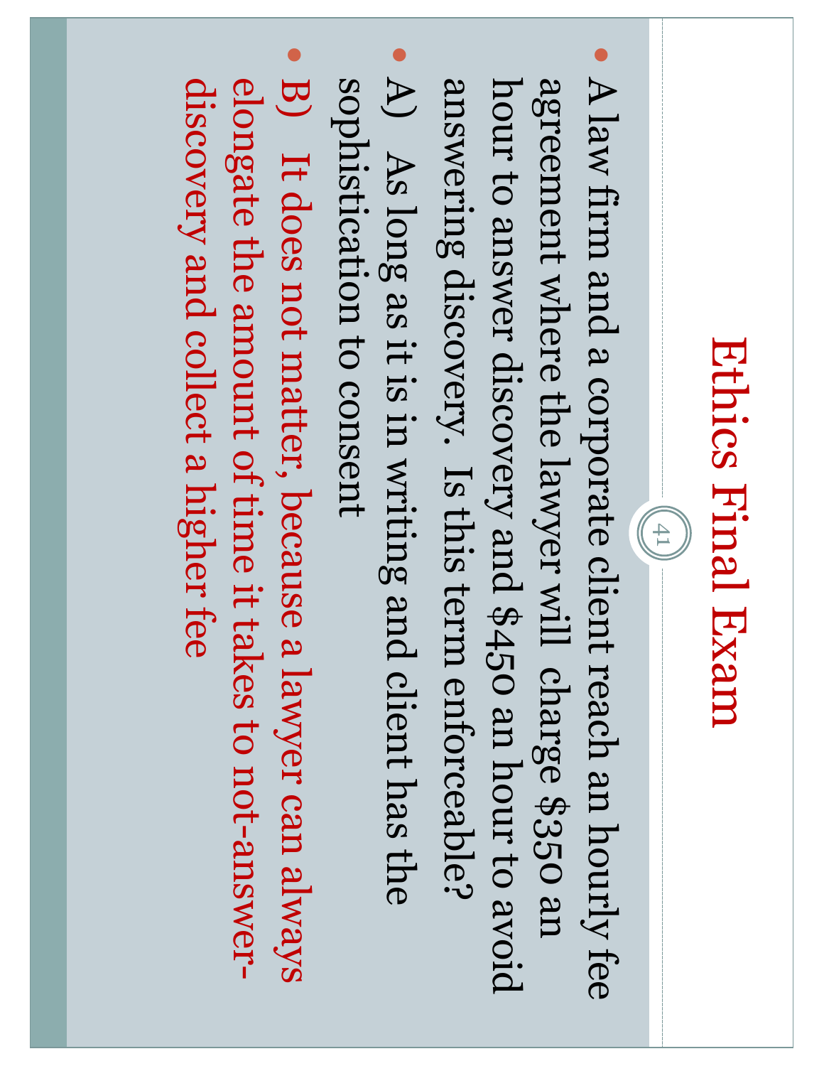# Ethics Final Exam

- A law firm and a corporate client reach an hourly fee agreement where the lawyer will charge $350 an hour to answer discovery and $450 an hour to avoid answering discovery. Is this term enforceable?
- A) As long as it is in writing and client has the sophistication to consent
- B) It does not matter, because a lawyer can always elongate the amount of time it takes to not-answer-discovery and collect a higher fee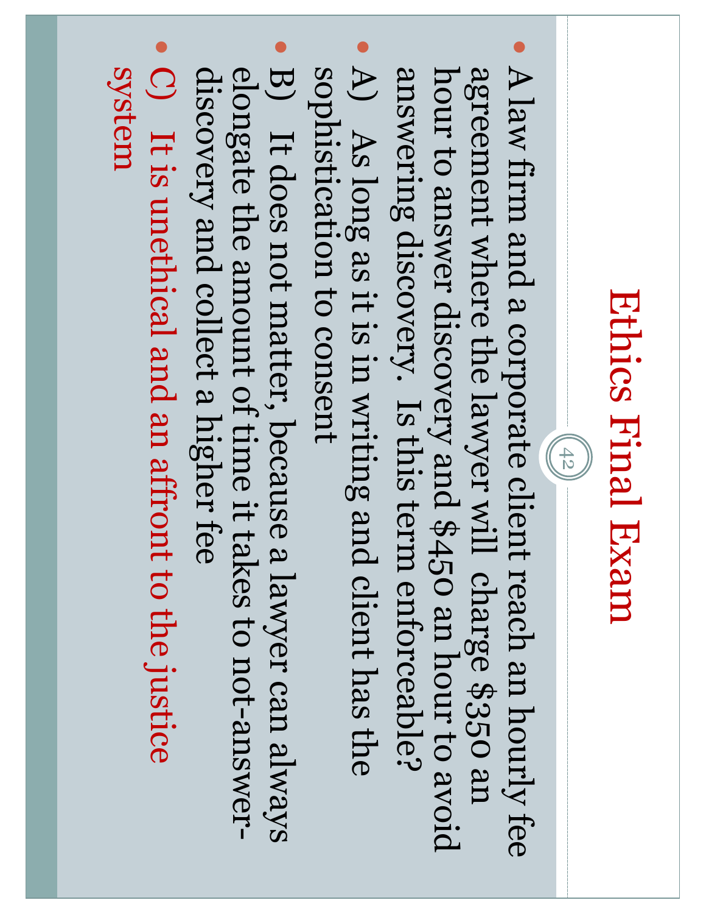# Ethics Final Exam

- A law firm and a corporate client reach an hourly fee agreement where the lawyer will charge $350 an hour to answer discovery and $450 an hour to avoid answering discovery. Is this term enforceable?
- A) As long as it is in writing and client has the sophistication to consent
- B) It does not matter, because a lawyer can always elongate the amount of time it takes to not-answer-discovery and collect a higher fee
- C) It is unethical and an affront to the justice system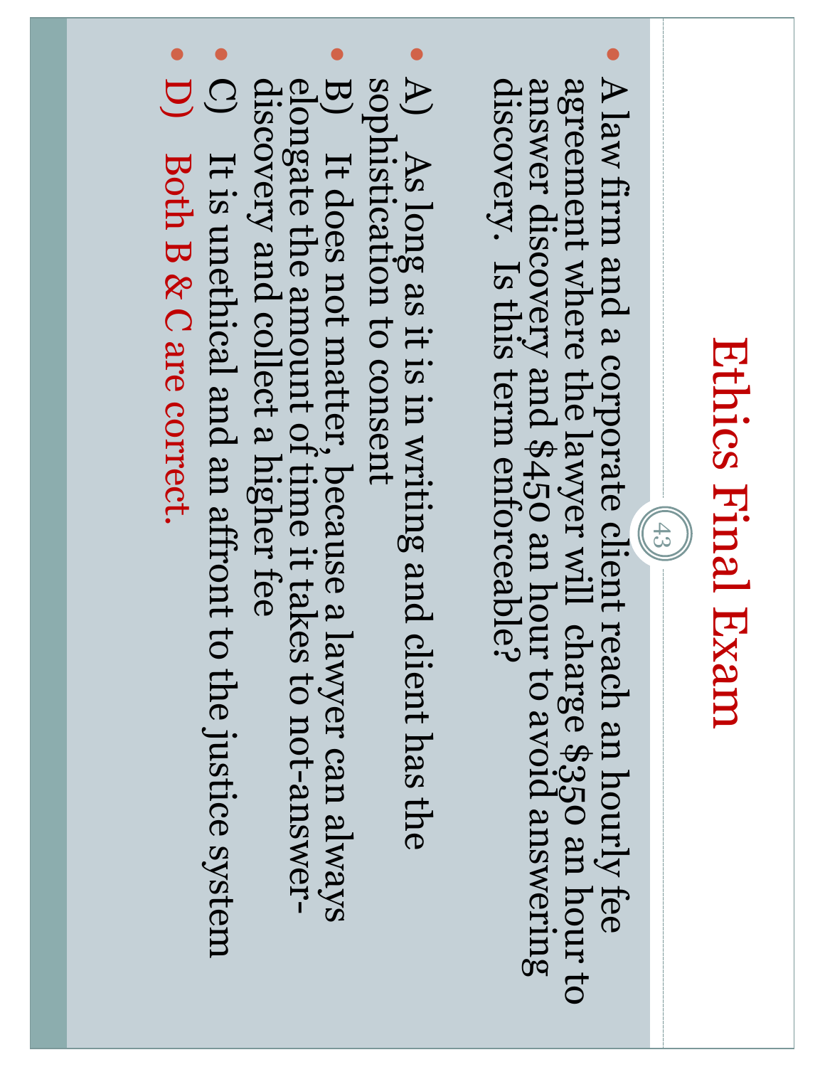# Ethics Final Exam

- A law firm and a corporate client reach an hourly fee agreement where the lawyer will charge $350 an hour to answer discovery and $450 an hour to avoid answering discovery. Is this term enforceable?
- A) As long as it is in writing and client has the sophistication to consent
- B) It does not matter, because a lawyer can always elongate the amount of time it takes to not-answer-discovery and collect a higher fee
- C) It is unethical and an affront to the justice system
- D) Both B & C are correct.